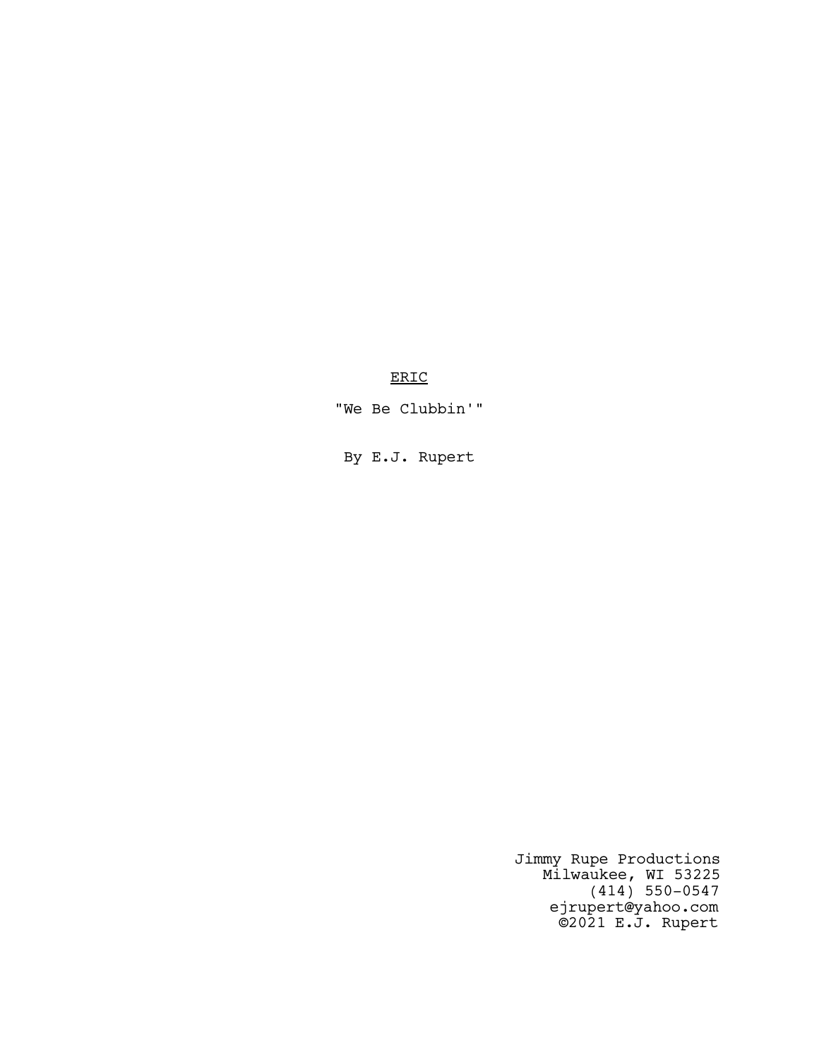<u>ERIC</u>

"We Be Clubbin'"

By E.J. Rupert

Jimmy Rupe Productions
Milwaukee, WI 53225
(414) 550-0547
ejrupert@yahoo.com
©2021 E.J. Rupert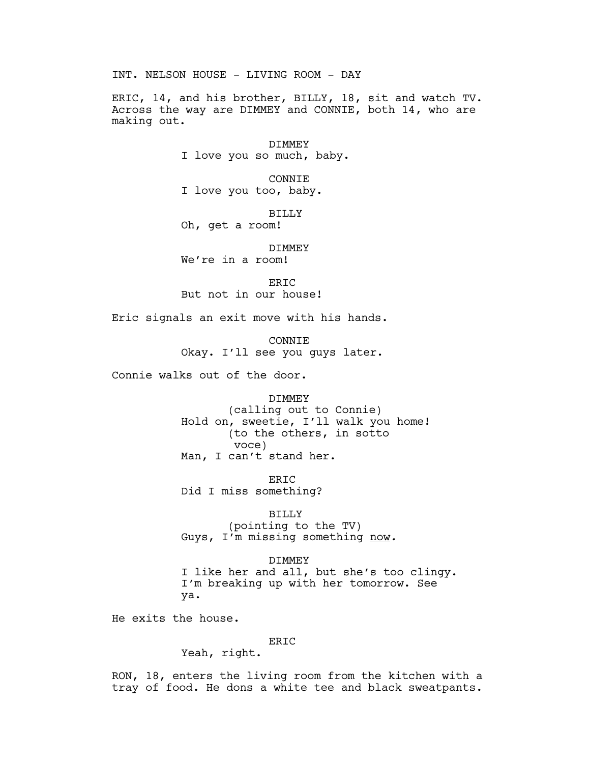INT. NELSON HOUSE - LIVING ROOM - DAY

ERIC, 14, and his brother, BILLY, 18, sit and watch TV. Across the way are DIMMEY and CONNIE, both 14, who are making out.

DIMMEY
I love you so much, baby.

CONNIE
I love you too, baby.

BILLY
Oh, get a room!

DIMMEY
We're in a room!

ERIC
But not in our house!

Eric signals an exit move with his hands.

CONNIE
Okay. I'll see you guys later.

Connie walks out of the door.

DIMMEY
(calling out to Connie)
Hold on, sweetie, I'll walk you home!
(to the others, in sotto voce)
Man, I can't stand her.

ERIC
Did I miss something?

BILLY
(pointing to the TV)
Guys, I'm missing something <u>now</u>.

DIMMEY
I like her and all, but she's too clingy. I'm breaking up with her tomorrow. See ya.

He exits the house.

ERIC
Yeah, right.

RON, 18, enters the living room from the kitchen with a tray of food. He dons a white tee and black sweatpants.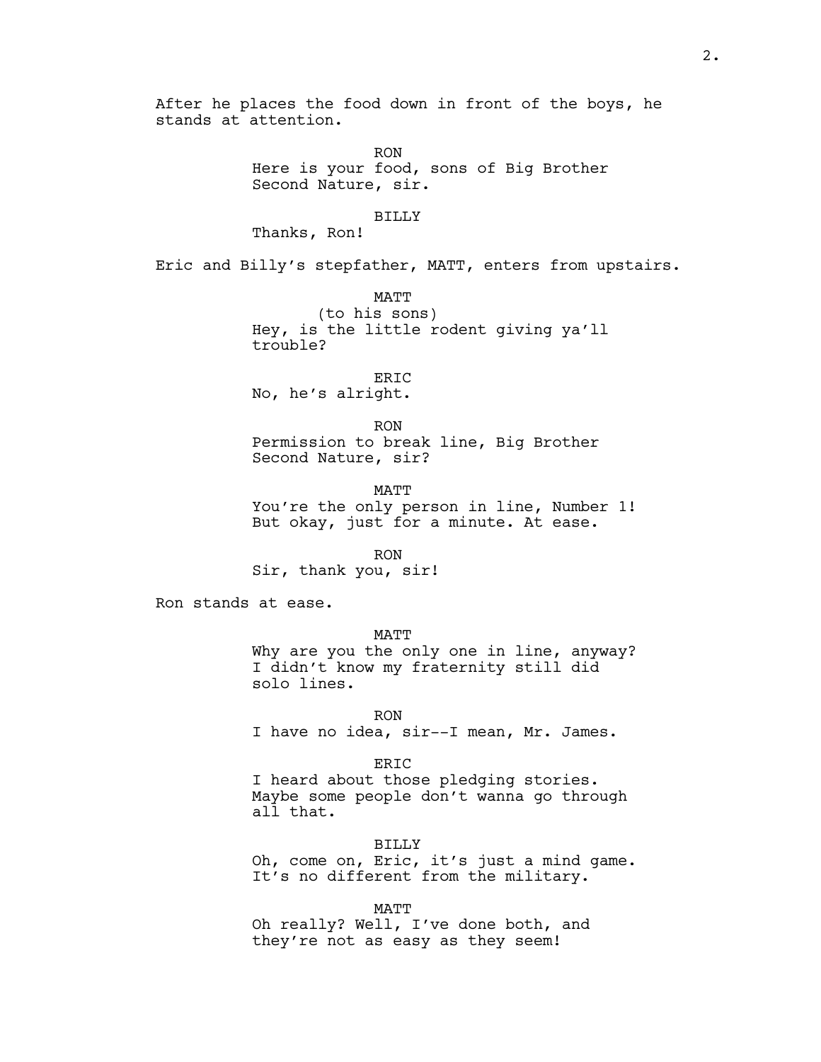After he places the food down in front of the boys, he stands at attention.

RON
Here is your food, sons of Big Brother Second Nature, sir.

BILLY
Thanks, Ron!

Eric and Billy's stepfather, MATT, enters from upstairs.

MATT
(to his sons)
Hey, is the little rodent giving ya'll trouble?

ERIC
No, he's alright.

RON
Permission to break line, Big Brother Second Nature, sir?

MATT
You're the only person in line, Number 1! But okay, just for a minute. At ease.

RON
Sir, thank you, sir!

Ron stands at ease.

MATT
Why are you the only one in line, anyway? I didn't know my fraternity still did solo lines.

RON
I have no idea, sir--I mean, Mr. James.

ERIC
I heard about those pledging stories. Maybe some people don't wanna go through all that.

BILLY
Oh, come on, Eric, it's just a mind game. It's no different from the military.

MATT
Oh really? Well, I've done both, and they're not as easy as they seem!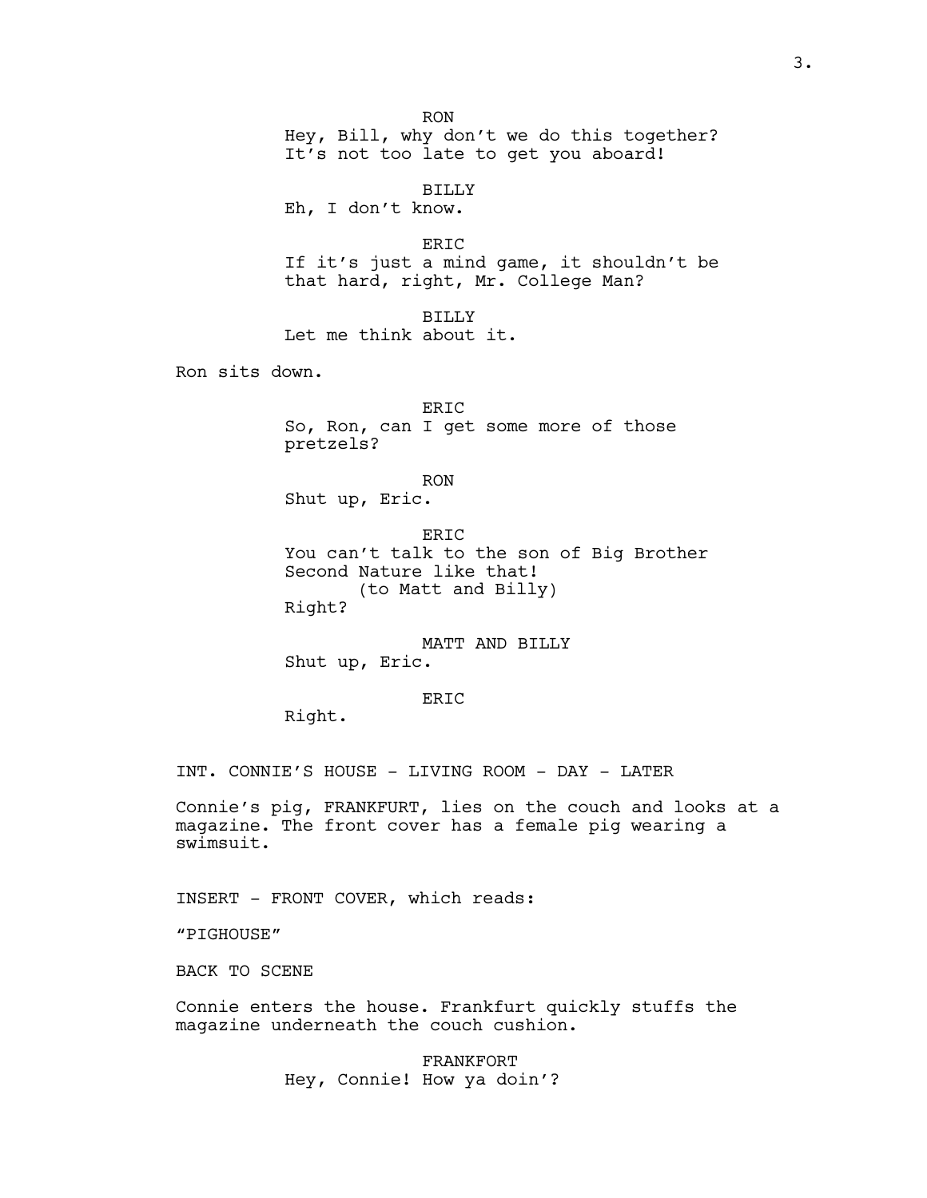RON
Hey, Bill, why don't we do this together? It's not too late to get you aboard!

BILLY
Eh, I don't know.

ERIC
If it's just a mind game, it shouldn't be that hard, right, Mr. College Man?

BILLY
Let me think about it.

Ron sits down.

ERIC
So, Ron, can I get some more of those pretzels?

RON
Shut up, Eric.

ERIC
You can't talk to the son of Big Brother Second Nature like that!
(to Matt and Billy)
Right?

MATT AND BILLY
Shut up, Eric.

ERIC
Right.

INT. CONNIE'S HOUSE - LIVING ROOM - DAY - LATER

Connie's pig, FRANKFURT, lies on the couch and looks at a magazine. The front cover has a female pig wearing a swimsuit.

INSERT - FRONT COVER, which reads:

"PIGHOUSE"

BACK TO SCENE

Connie enters the house. Frankfurt quickly stuffs the magazine underneath the couch cushion.

FRANKFORT
Hey, Connie! How ya doin'?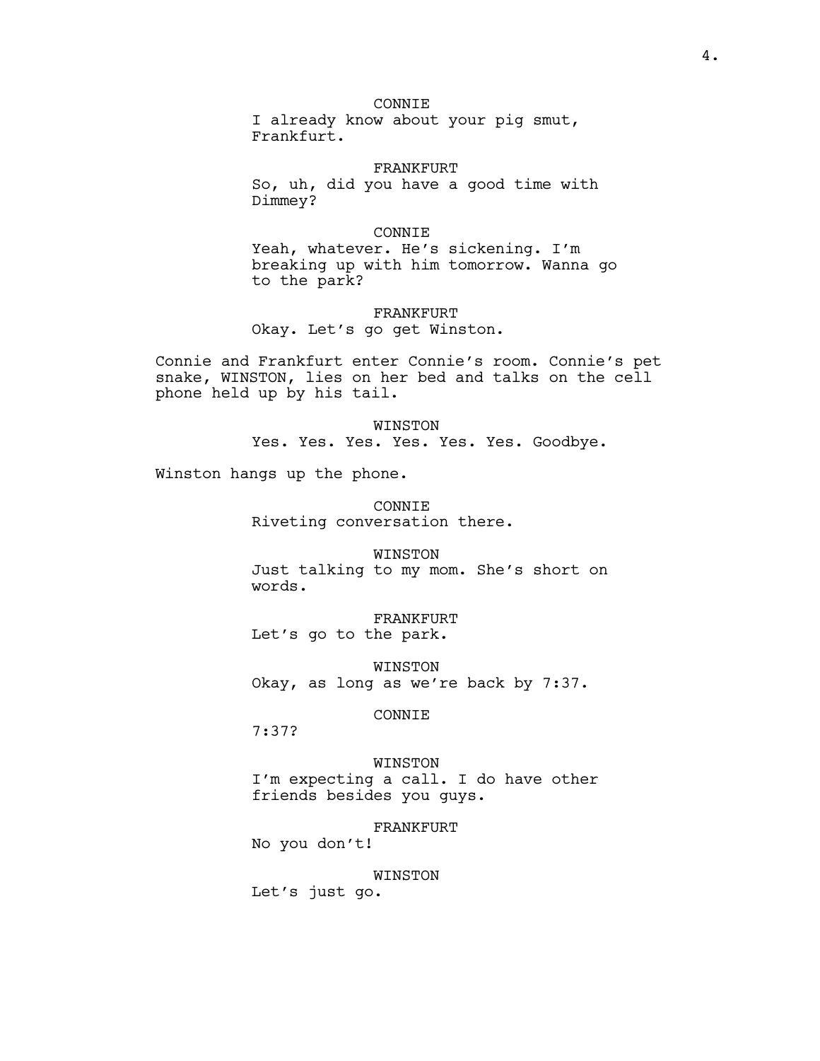CONNIE

I already know about your pig smut, Frankfurt.

FRANKFURT

So, uh, did you have a good time with Dimmey?

CONNIE

Yeah, whatever. He's sickening. I'm breaking up with him tomorrow. Wanna go to the park?

FRANKFURT

Okay. Let's go get Winston.

Connie and Frankfurt enter Connie's room. Connie's pet snake, WINSTON, lies on her bed and talks on the cell phone held up by his tail.

WINSTON

Yes. Yes. Yes. Yes. Yes. Yes. Goodbye.

Winston hangs up the phone.

CONNIE

Riveting conversation there.

WINSTON

Just talking to my mom. She's short on words.

FRANKFURT

Let's go to the park.

WINSTON

Okay, as long as we're back by 7:37.

CONNIE

7:37?

WINSTON

I'm expecting a call. I do have other friends besides you guys.

FRANKFURT

No you don't!

WINSTON

Let's just go.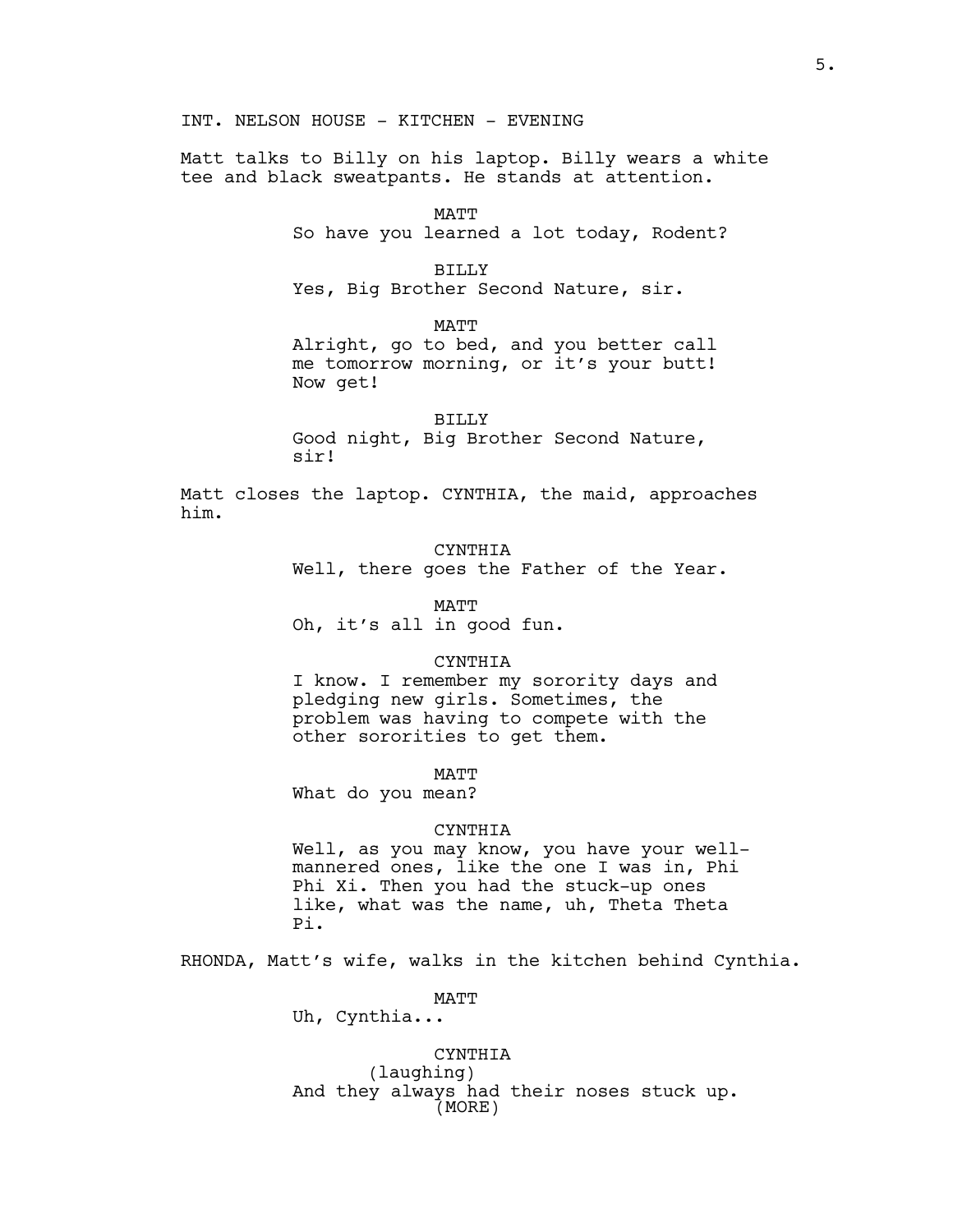INT. NELSON HOUSE - KITCHEN - EVENING

Matt talks to Billy on his laptop. Billy wears a white tee and black sweatpants. He stands at attention.

MATT
So have you learned a lot today, Rodent?

BILLY
Yes, Big Brother Second Nature, sir.

MATT
Alright, go to bed, and you better call me tomorrow morning, or it's your butt! Now get!

BILLY
Good night, Big Brother Second Nature, sir!

Matt closes the laptop. CYNTHIA, the maid, approaches him.

CYNTHIA
Well, there goes the Father of the Year.

MATT
Oh, it's all in good fun.

CYNTHIA
I know. I remember my sorority days and pledging new girls. Sometimes, the problem was having to compete with the other sororities to get them.

MATT
What do you mean?

CYNTHIA
Well, as you may know, you have your well-mannered ones, like the one I was in, Phi Phi Xi. Then you had the stuck-up ones like, what was the name, uh, Theta Theta Pi.

RHONDA, Matt's wife, walks in the kitchen behind Cynthia.

MATT
Uh, Cynthia...

CYNTHIA
(laughing)
And they always had their noses stuck up.
(MORE)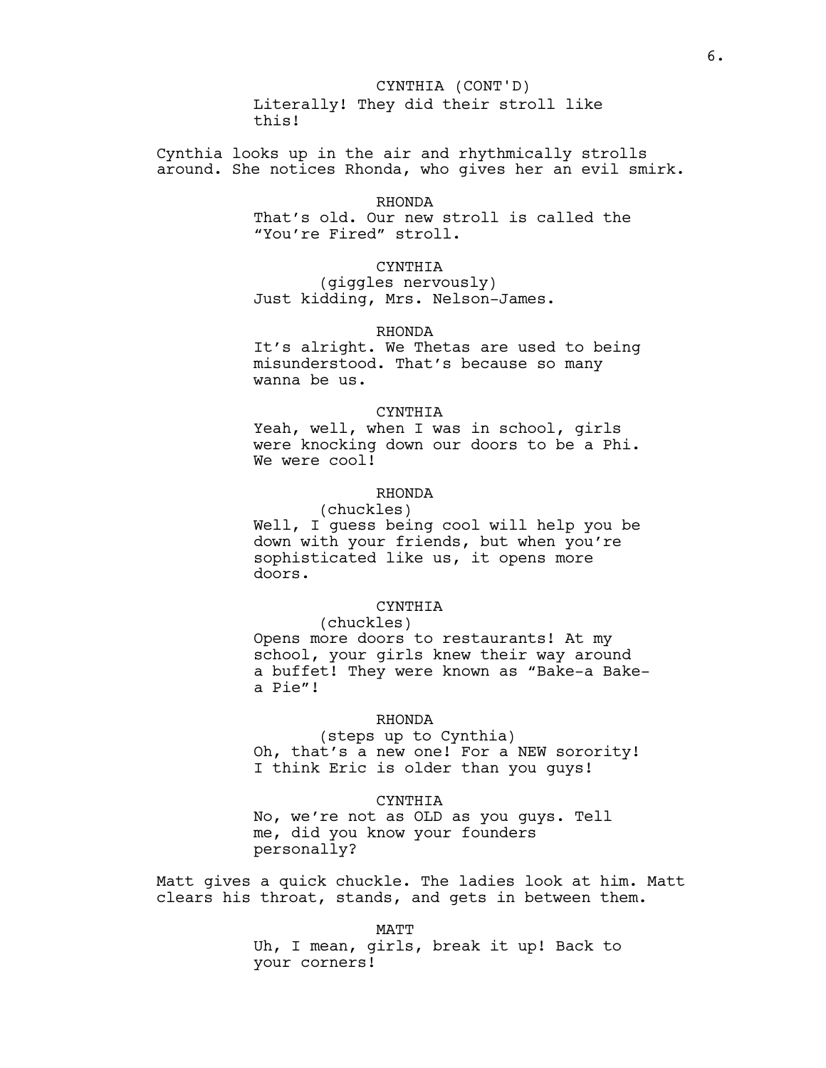CYNTHIA (CONT'D)
Literally! They did their stroll like this!

Cynthia looks up in the air and rhythmically strolls around. She notices Rhonda, who gives her an evil smirk.

RHONDA
That's old. Our new stroll is called the "You're Fired" stroll.

CYNTHIA
(giggles nervously)
Just kidding, Mrs. Nelson-James.

RHONDA
It's alright. We Thetas are used to being misunderstood. That's because so many wanna be us.

CYNTHIA
Yeah, well, when I was in school, girls were knocking down our doors to be a Phi. We were cool!

RHONDA
(chuckles)
Well, I guess being cool will help you be down with your friends, but when you're sophisticated like us, it opens more doors.

CYNTHIA
(chuckles)
Opens more doors to restaurants! At my school, your girls knew their way around a buffet! They were known as "Bake-a Bake-a Pie"!

RHONDA
(steps up to Cynthia)
Oh, that's a new one! For a NEW sorority! I think Eric is older than you guys!

CYNTHIA
No, we're not as OLD as you guys. Tell me, did you know your founders personally?

Matt gives a quick chuckle. The ladies look at him. Matt clears his throat, stands, and gets in between them.

MATT
Uh, I mean, girls, break it up! Back to your corners!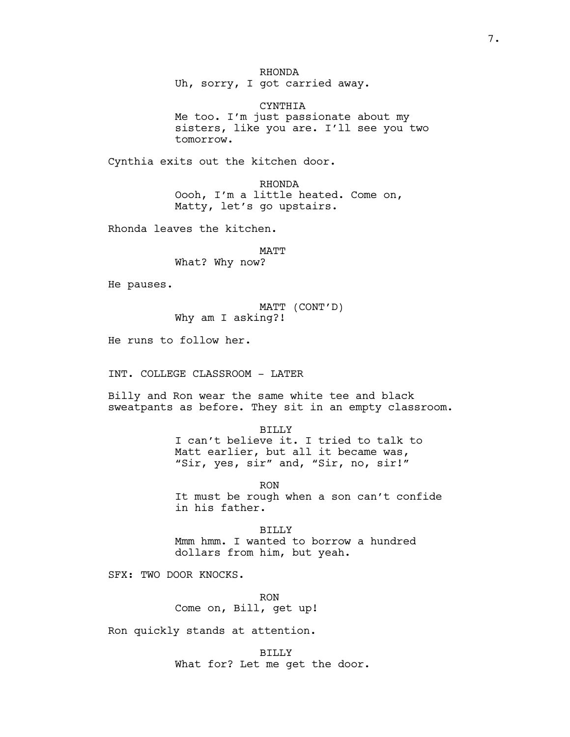RHONDA
Uh, sorry, I got carried away.

CYNTHIA
Me too. I’m just passionate about my sisters, like you are. I’ll see you two tomorrow.

Cynthia exits out the kitchen door.

RHONDA
Oooh, I’m a little heated. Come on, Matty, let’s go upstairs.

Rhonda leaves the kitchen.

MATT
What? Why now?

He pauses.

MATT (CONT’D)
Why am I asking?!

He runs to follow her.

INT. COLLEGE CLASSROOM - LATER

Billy and Ron wear the same white tee and black sweatpants as before. They sit in an empty classroom.

BILLY
I can’t believe it. I tried to talk to Matt earlier, but all it became was, “Sir, yes, sir” and, “Sir, no, sir!”

RON
It must be rough when a son can’t confide in his father.

BILLY
Mmm hmm. I wanted to borrow a hundred dollars from him, but yeah.

SFX: TWO DOOR KNOCKS.

RON
Come on, Bill, get up!

Ron quickly stands at attention.

BILLY
What for? Let me get the door.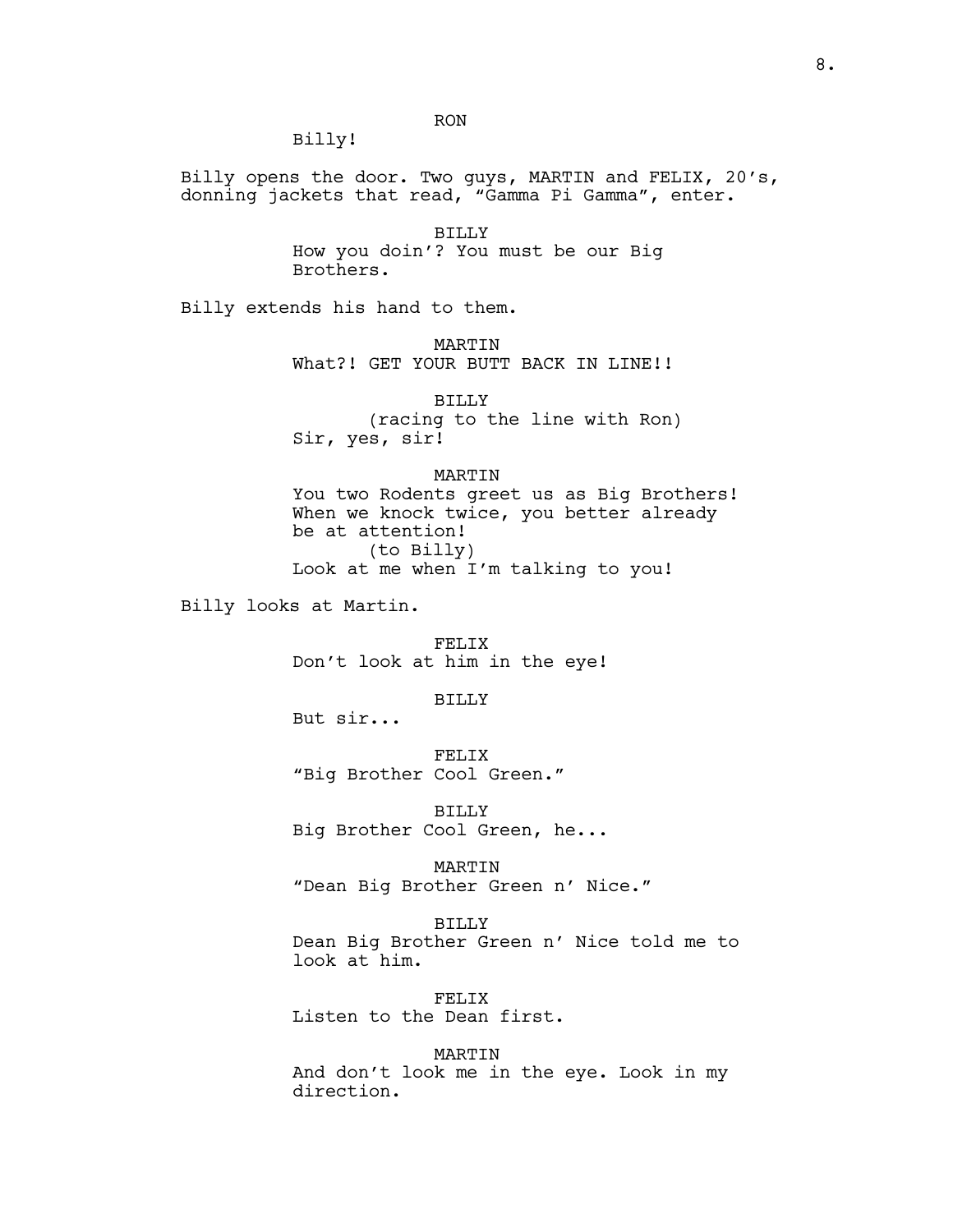RON

Billy!

Billy opens the door. Two guys, MARTIN and FELIX, 20's, donning jackets that read, "Gamma Pi Gamma", enter.

BILLY

How you doin'? You must be our Big Brothers.

Billy extends his hand to them.

MARTIN

What?! GET YOUR BUTT BACK IN LINE!!

BILLY

(racing to the line with Ron)

Sir, yes, sir!

MARTIN

You two Rodents greet us as Big Brothers! When we knock twice, you better already be at attention!

(to Billy)

Look at me when I'm talking to you!

Billy looks at Martin.

FELIX

Don't look at him in the eye!

BILLY

But sir...

FELIX

"Big Brother Cool Green."

BILLY

Big Brother Cool Green, he...

MARTIN

"Dean Big Brother Green n' Nice."

BILLY

Dean Big Brother Green n' Nice told me to look at him.

FELIX

Listen to the Dean first.

MARTIN

And don't look me in the eye. Look in my direction.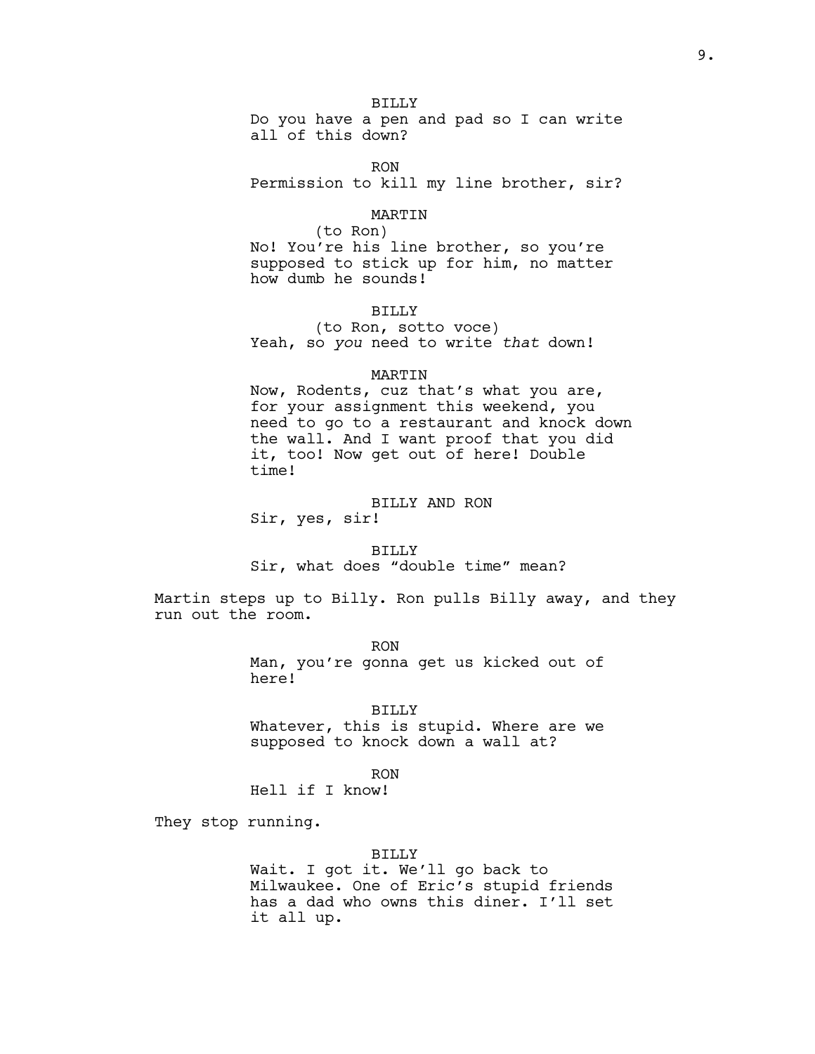BILLY
Do you have a pen and pad so I can write all of this down?

RON
Permission to kill my line brother, sir?

MARTIN
(to Ron)
No! You're his line brother, so you're supposed to stick up for him, no matter how dumb he sounds!

BILLY
(to Ron, sotto voce)
Yeah, so *you* need to write *that* down!

MARTIN
Now, Rodents, cuz that's what you are, for your assignment this weekend, you need to go to a restaurant and knock down the wall. And I want proof that you did it, too! Now get out of here! Double time!

BILLY AND RON
Sir, yes, sir!

BILLY
Sir, what does "double time" mean?

Martin steps up to Billy. Ron pulls Billy away, and they run out the room.

RON
Man, you're gonna get us kicked out of here!

BILLY
Whatever, this is stupid. Where are we supposed to knock down a wall at?

RON
Hell if I know!

They stop running.

BILLY
Wait. I got it. We'll go back to Milwaukee. One of Eric's stupid friends has a dad who owns this diner. I'll set it all up.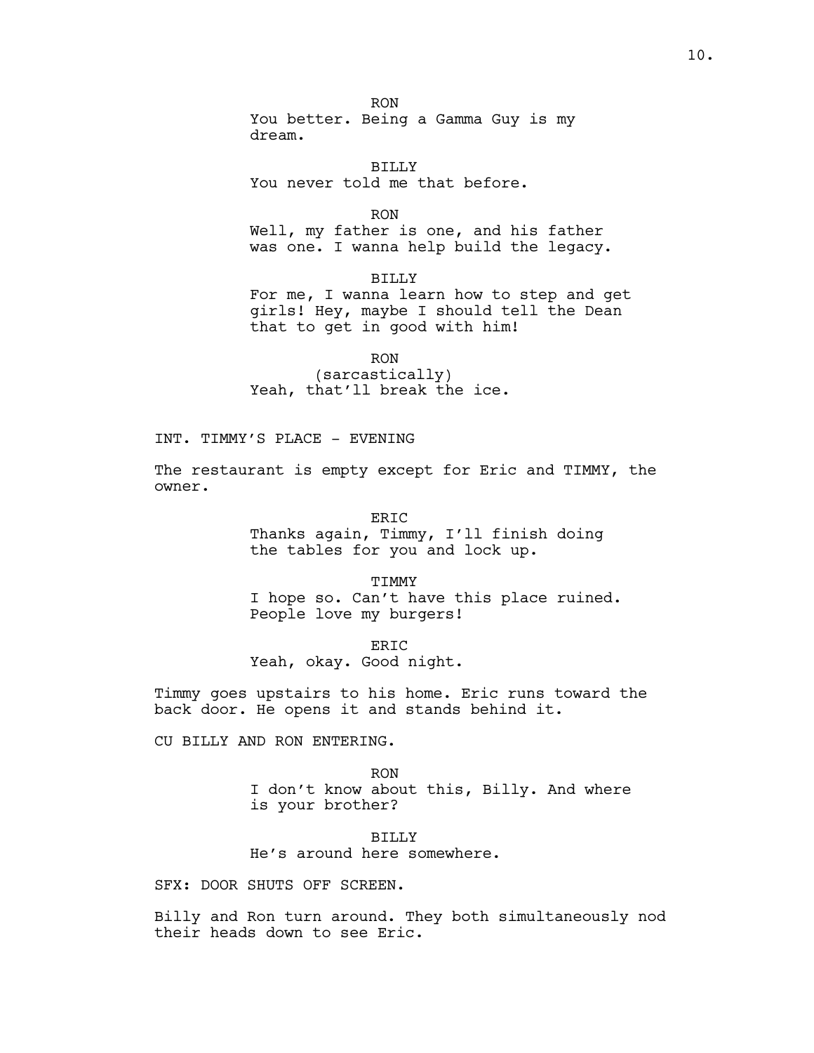RON
You better. Being a Gamma Guy is my dream.

BILLY
You never told me that before.

RON
Well, my father is one, and his father was one. I wanna help build the legacy.

BILLY
For me, I wanna learn how to step and get girls! Hey, maybe I should tell the Dean that to get in good with him!

RON
(sarcastically)
Yeah, that'll break the ice.

INT. TIMMY'S PLACE - EVENING

The restaurant is empty except for Eric and TIMMY, the owner.

ERIC
Thanks again, Timmy, I'll finish doing the tables for you and lock up.

TIMMY
I hope so. Can't have this place ruined. People love my burgers!

ERIC
Yeah, okay. Good night.

Timmy goes upstairs to his home. Eric runs toward the back door. He opens it and stands behind it.

CU BILLY AND RON ENTERING.

RON
I don't know about this, Billy. And where is your brother?

BILLY
He's around here somewhere.

SFX: DOOR SHUTS OFF SCREEN.

Billy and Ron turn around. They both simultaneously nod their heads down to see Eric.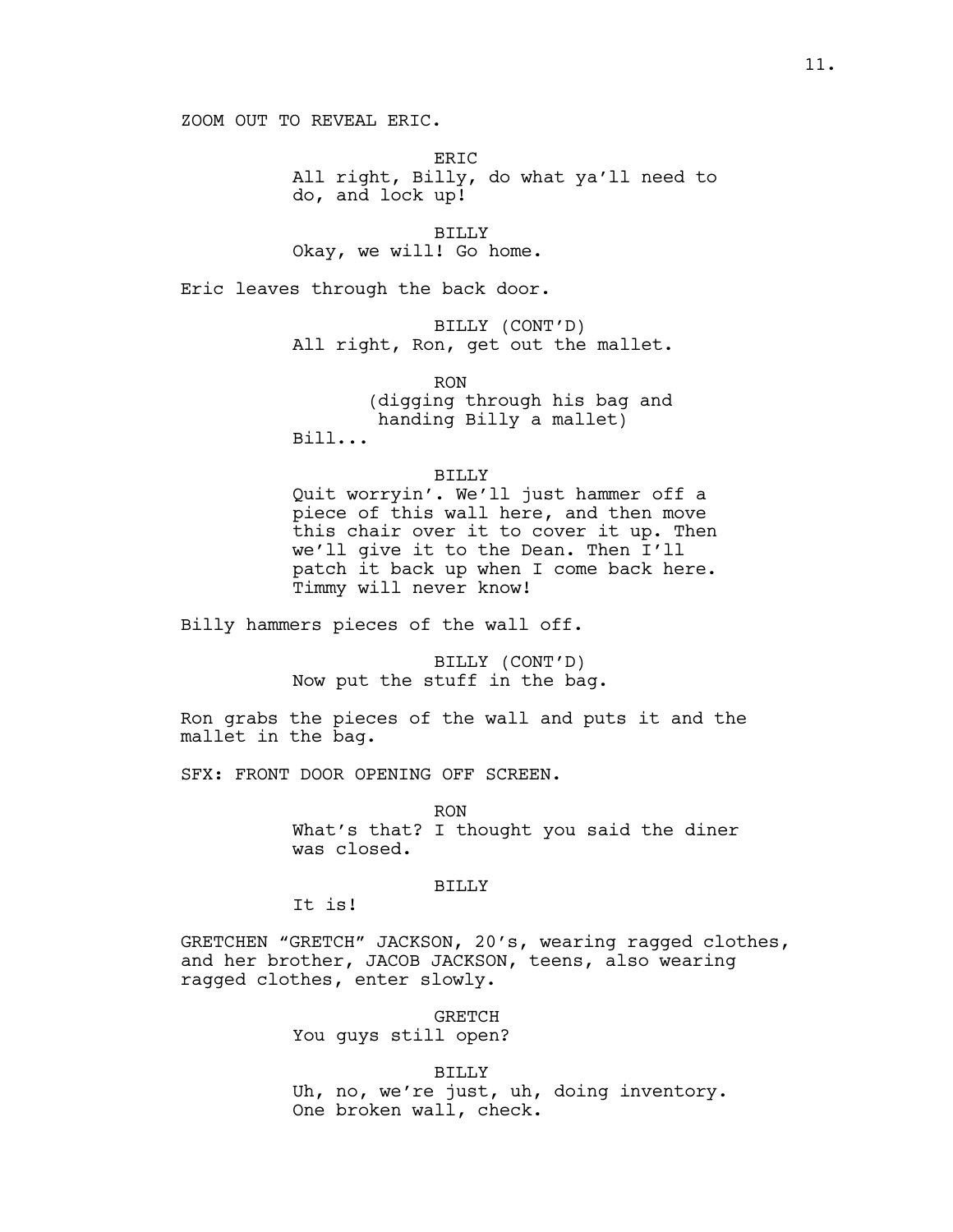ZOOM OUT TO REVEAL ERIC.

ERIC
All right, Billy, do what ya'll need to do, and lock up!

BILLY
Okay, we will! Go home.

Eric leaves through the back door.

BILLY (CONT'D)
All right, Ron, get out the mallet.

RON
(digging through his bag and handing Billy a mallet)
Bill...

BILLY
Quit worryin'. We'll just hammer off a piece of this wall here, and then move this chair over it to cover it up. Then we'll give it to the Dean. Then I'll patch it back up when I come back here. Timmy will never know!

Billy hammers pieces of the wall off.

BILLY (CONT'D)
Now put the stuff in the bag.

Ron grabs the pieces of the wall and puts it and the mallet in the bag.

SFX: FRONT DOOR OPENING OFF SCREEN.

RON
What's that? I thought you said the diner was closed.

BILLY
It is!

GRETCHEN "GRETCH" JACKSON, 20's, wearing ragged clothes, and her brother, JACOB JACKSON, teens, also wearing ragged clothes, enter slowly.

GRETCH
You guys still open?

BILLY
Uh, no, we're just, uh, doing inventory. One broken wall, check.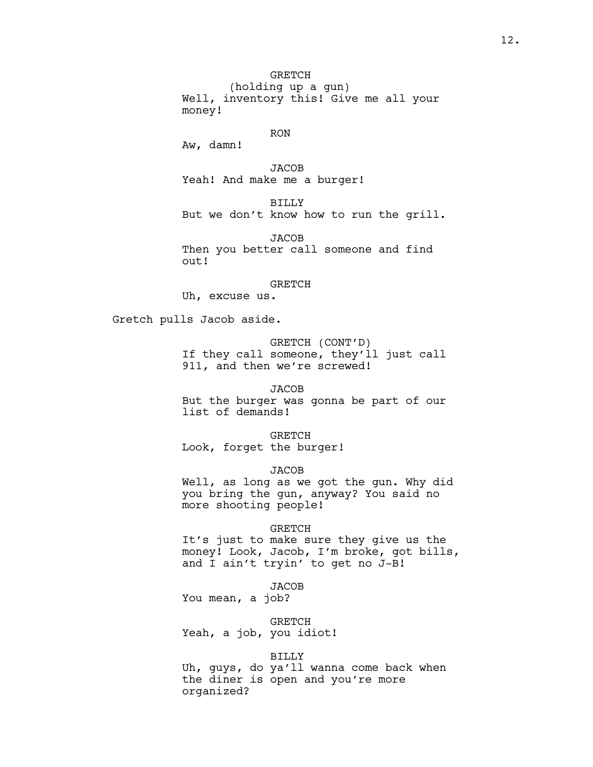GRETCH
(holding up a gun)
Well, inventory this! Give me all your money!

RON
Aw, damn!

JACOB
Yeah! And make me a burger!

BILLY
But we don't know how to run the grill.

JACOB
Then you better call someone and find out!

GRETCH
Uh, excuse us.

Gretch pulls Jacob aside.

GRETCH (CONT'D)
If they call someone, they'll just call 911, and then we're screwed!

JACOB
But the burger was gonna be part of our list of demands!

GRETCH
Look, forget the burger!

JACOB
Well, as long as we got the gun. Why did you bring the gun, anyway? You said no more shooting people!

GRETCH
It's just to make sure they give us the money! Look, Jacob, I'm broke, got bills, and I ain't tryin' to get no J-B!

JACOB
You mean, a job?

GRETCH
Yeah, a job, you idiot!

BILLY
Uh, guys, do ya'll wanna come back when the diner is open and you're more organized?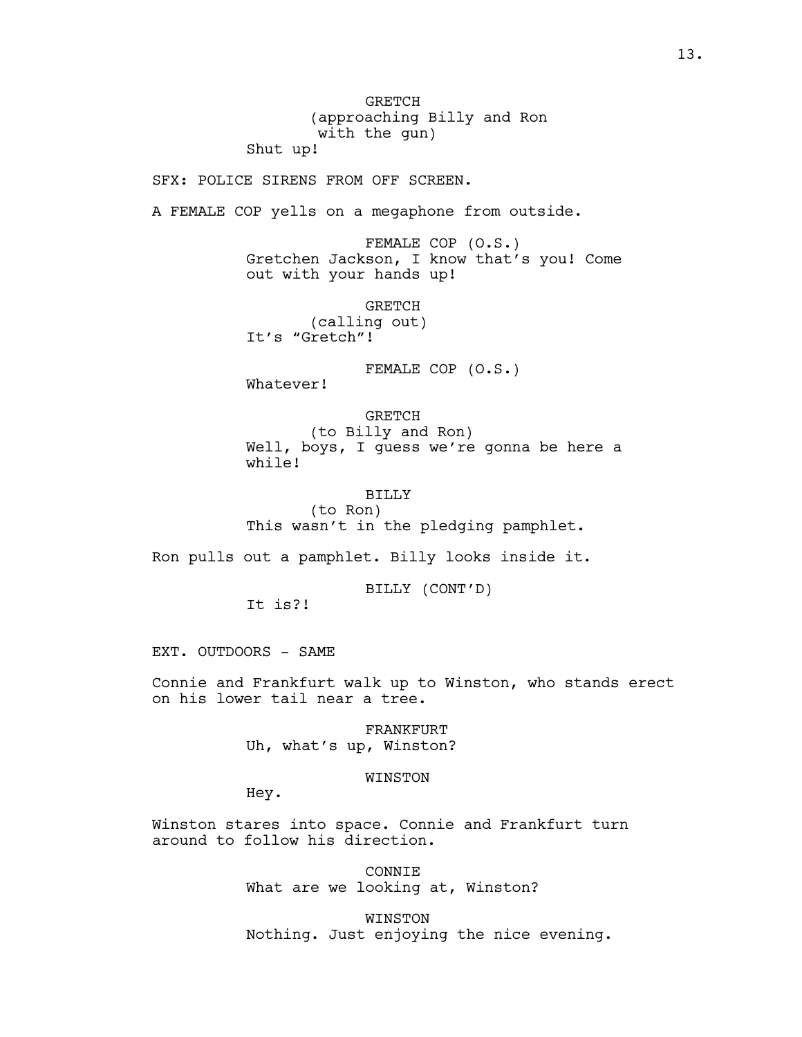GRETCH
(approaching Billy and Ron
with the gun)
Shut up!

SFX: POLICE SIRENS FROM OFF SCREEN.

A FEMALE COP yells on a megaphone from outside.

FEMALE COP (O.S.)
Gretchen Jackson, I know that's you! Come out with your hands up!

GRETCH
(calling out)
It's "Gretch"!

FEMALE COP (O.S.)
Whatever!

GRETCH
(to Billy and Ron)
Well, boys, I guess we're gonna be here a while!

BILLY
(to Ron)
This wasn't in the pledging pamphlet.

Ron pulls out a pamphlet. Billy looks inside it.

BILLY (CONT'D)
It is?!

EXT. OUTDOORS - SAME

Connie and Frankfurt walk up to Winston, who stands erect on his lower tail near a tree.

FRANKFURT
Uh, what's up, Winston?

WINSTON
Hey.

Winston stares into space. Connie and Frankfurt turn around to follow his direction.

CONNIE
What are we looking at, Winston?

WINSTON
Nothing. Just enjoying the nice evening.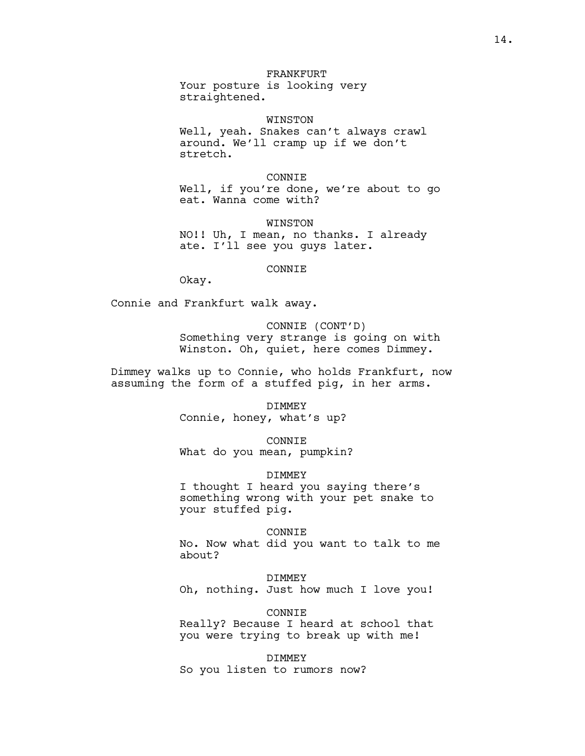FRANKFURT

Your posture is looking very straightened.

WINSTON

Well, yeah. Snakes can't always crawl around. We'll cramp up if we don't stretch.

CONNIE

Well, if you're done, we're about to go eat. Wanna come with?

WINSTON

NO!! Uh, I mean, no thanks. I already ate. I'll see you guys later.

CONNIE

Okay.

Connie and Frankfurt walk away.

CONNIE (CONT'D)

Something very strange is going on with Winston. Oh, quiet, here comes Dimmey.

Dimmey walks up to Connie, who holds Frankfurt, now assuming the form of a stuffed pig, in her arms.

DIMMEY

Connie, honey, what's up?

CONNIE

What do you mean, pumpkin?

DIMMEY

I thought I heard you saying there's something wrong with your pet snake to your stuffed pig.

CONNIE

No. Now what did you want to talk to me about?

DIMMEY

Oh, nothing. Just how much I love you!

CONNIE

Really? Because I heard at school that you were trying to break up with me!

DIMMEY

So you listen to rumors now?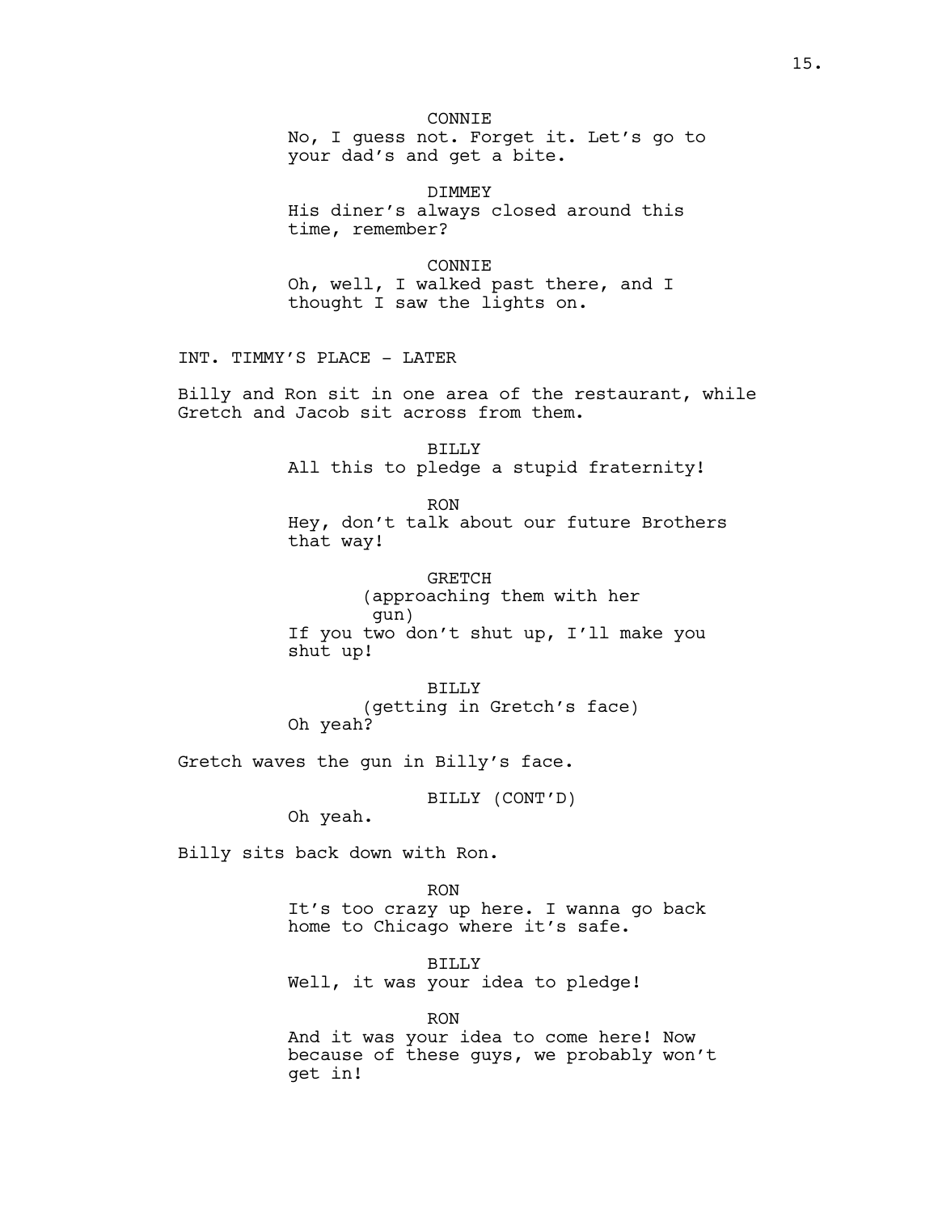CONNIE
No, I guess not. Forget it. Let's go to your dad's and get a bite.

DIMMEY
His diner's always closed around this time, remember?

CONNIE
Oh, well, I walked past there, and I thought I saw the lights on.

INT. TIMMY'S PLACE - LATER

Billy and Ron sit in one area of the restaurant, while Gretch and Jacob sit across from them.

BILLY
All this to pledge a stupid fraternity!

RON
Hey, don't talk about our future Brothers that way!

GRETCH
(approaching them with her gun)
If you two don't shut up, I'll make you shut up!

BILLY
(getting in Gretch's face)
Oh yeah?

Gretch waves the gun in Billy's face.

BILLY (CONT'D)
Oh yeah.

Billy sits back down with Ron.

RON
It's too crazy up here. I wanna go back home to Chicago where it's safe.

BILLY
Well, it was your idea to pledge!

RON
And it was your idea to come here! Now because of these guys, we probably won't get in!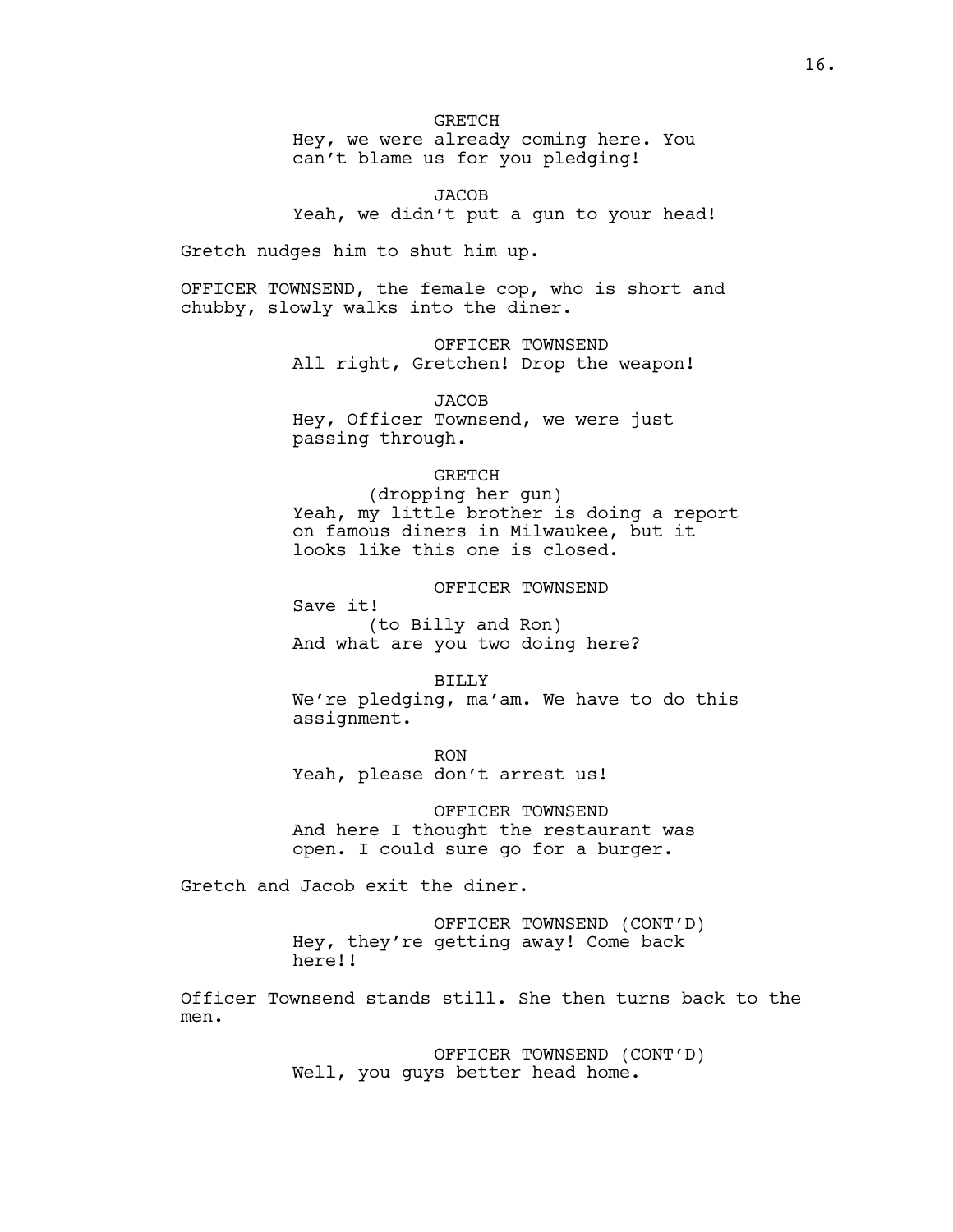GRETCH

Hey, we were already coming here. You can't blame us for you pledging!

JACOB

Yeah, we didn't put a gun to your head!

Gretch nudges him to shut him up.

OFFICER TOWNSEND, the female cop, who is short and chubby, slowly walks into the diner.

OFFICER TOWNSEND

All right, Gretchen! Drop the weapon!

JACOB

Hey, Officer Townsend, we were just passing through.

GRETCH

(dropping her gun)

Yeah, my little brother is doing a report on famous diners in Milwaukee, but it looks like this one is closed.

OFFICER TOWNSEND

Save it!

(to Billy and Ron)

And what are you two doing here?

BILLY

We're pledging, ma'am. We have to do this assignment.

RON

Yeah, please don't arrest us!

OFFICER TOWNSEND

And here I thought the restaurant was open. I could sure go for a burger.

Gretch and Jacob exit the diner.

OFFICER TOWNSEND (CONT'D)

Hey, they're getting away! Come back here!!

Officer Townsend stands still. She then turns back to the men.

OFFICER TOWNSEND (CONT'D)

Well, you guys better head home.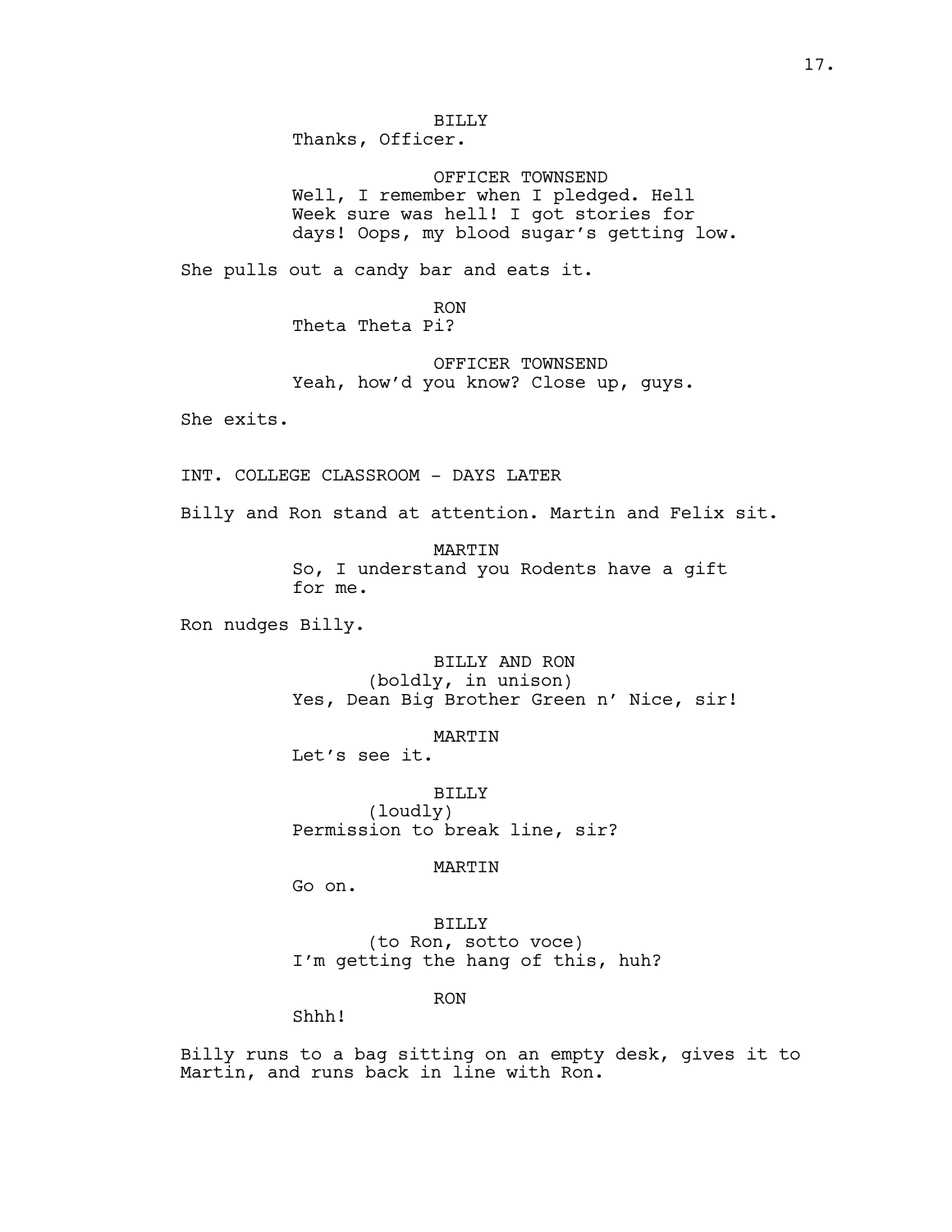BILLY
Thanks, Officer.

OFFICER TOWNSEND
Well, I remember when I pledged. Hell Week sure was hell! I got stories for days! Oops, my blood sugar's getting low.

She pulls out a candy bar and eats it.

RON
Theta Theta Pi?

OFFICER TOWNSEND
Yeah, how'd you know? Close up, guys.

She exits.

INT. COLLEGE CLASSROOM - DAYS LATER

Billy and Ron stand at attention. Martin and Felix sit.

MARTIN
So, I understand you Rodents have a gift for me.

Ron nudges Billy.

BILLY AND RON
(boldly, in unison)
Yes, Dean Big Brother Green n' Nice, sir!

MARTIN
Let's see it.

BILLY
(loudly)
Permission to break line, sir?

MARTIN
Go on.

BILLY
(to Ron, sotto voce)
I'm getting the hang of this, huh?

RON
Shhh!

Billy runs to a bag sitting on an empty desk, gives it to Martin, and runs back in line with Ron.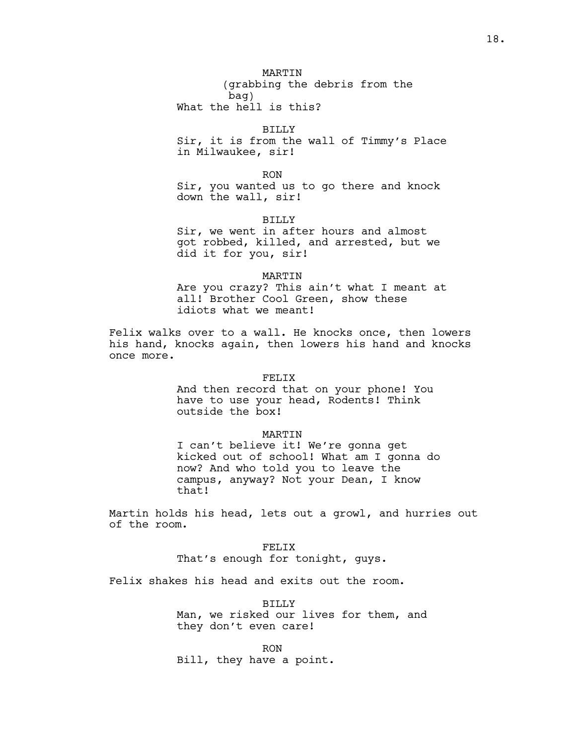MARTIN
(grabbing the debris from the bag)
What the hell is this?

BILLY
Sir, it is from the wall of Timmy's Place in Milwaukee, sir!

RON
Sir, you wanted us to go there and knock down the wall, sir!

BILLY
Sir, we went in after hours and almost got robbed, killed, and arrested, but we did it for you, sir!

MARTIN
Are you crazy? This ain't what I meant at all! Brother Cool Green, show these idiots what we meant!

Felix walks over to a wall. He knocks once, then lowers his hand, knocks again, then lowers his hand and knocks once more.

FELIX
And then record that on your phone! You have to use your head, Rodents! Think outside the box!

MARTIN
I can't believe it! We're gonna get kicked out of school! What am I gonna do now? And who told you to leave the campus, anyway? Not your Dean, I know that!

Martin holds his head, lets out a growl, and hurries out of the room.

FELIX
That's enough for tonight, guys.

Felix shakes his head and exits out the room.

BILLY
Man, we risked our lives for them, and they don't even care!

RON
Bill, they have a point.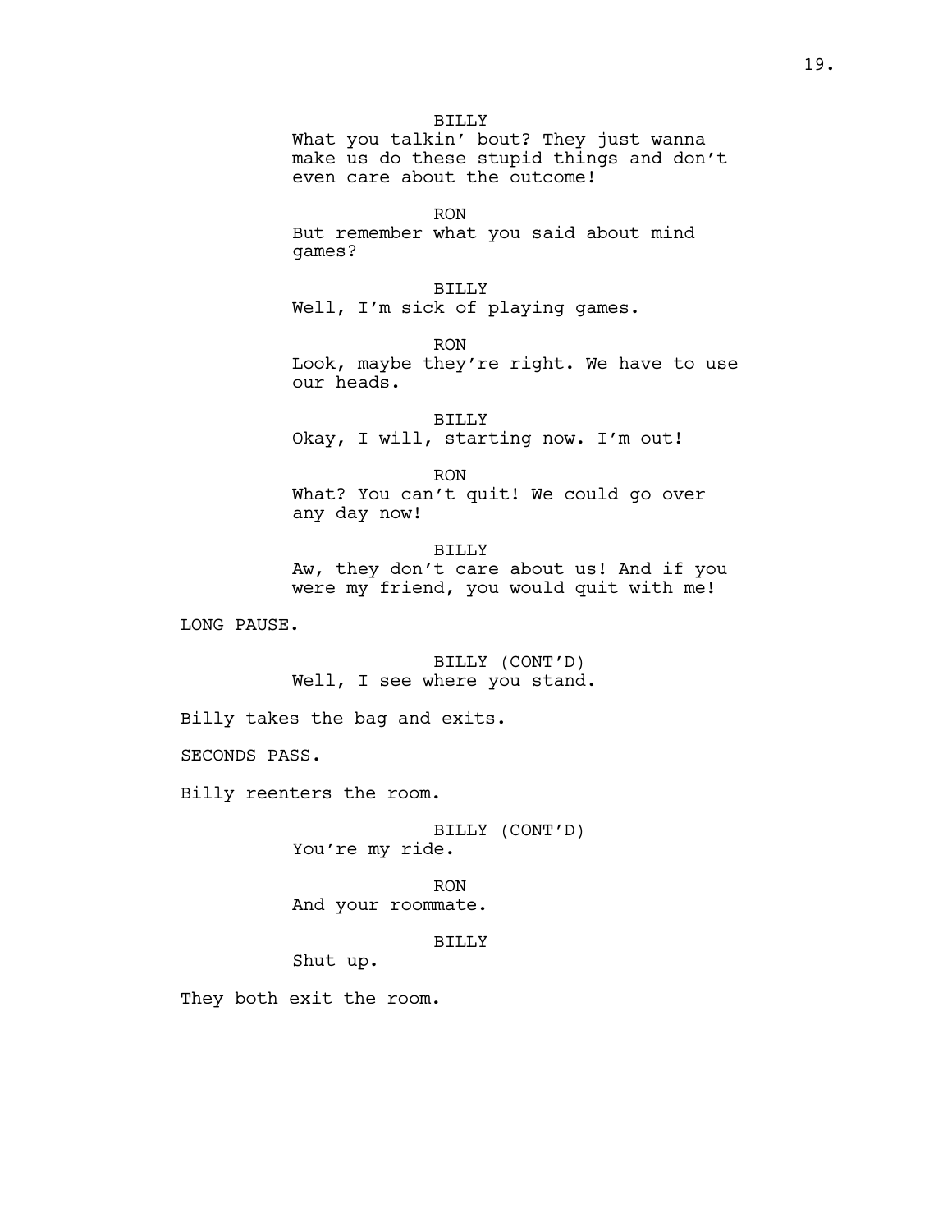BILLY

What you talkin' bout? They just wanna make us do these stupid things and don't even care about the outcome!

RON

But remember what you said about mind games?

BILLY

Well, I'm sick of playing games.

RON

Look, maybe they're right. We have to use our heads.

BILLY

Okay, I will, starting now. I'm out!

RON

What? You can't quit! We could go over any day now!

BILLY

Aw, they don't care about us! And if you were my friend, you would quit with me!

LONG PAUSE.

BILLY (CONT'D)

Well, I see where you stand.

Billy takes the bag and exits.

SECONDS PASS.

Billy reenters the room.

BILLY (CONT'D)

You're my ride.

RON

And your roommate.

BILLY

Shut up.

They both exit the room.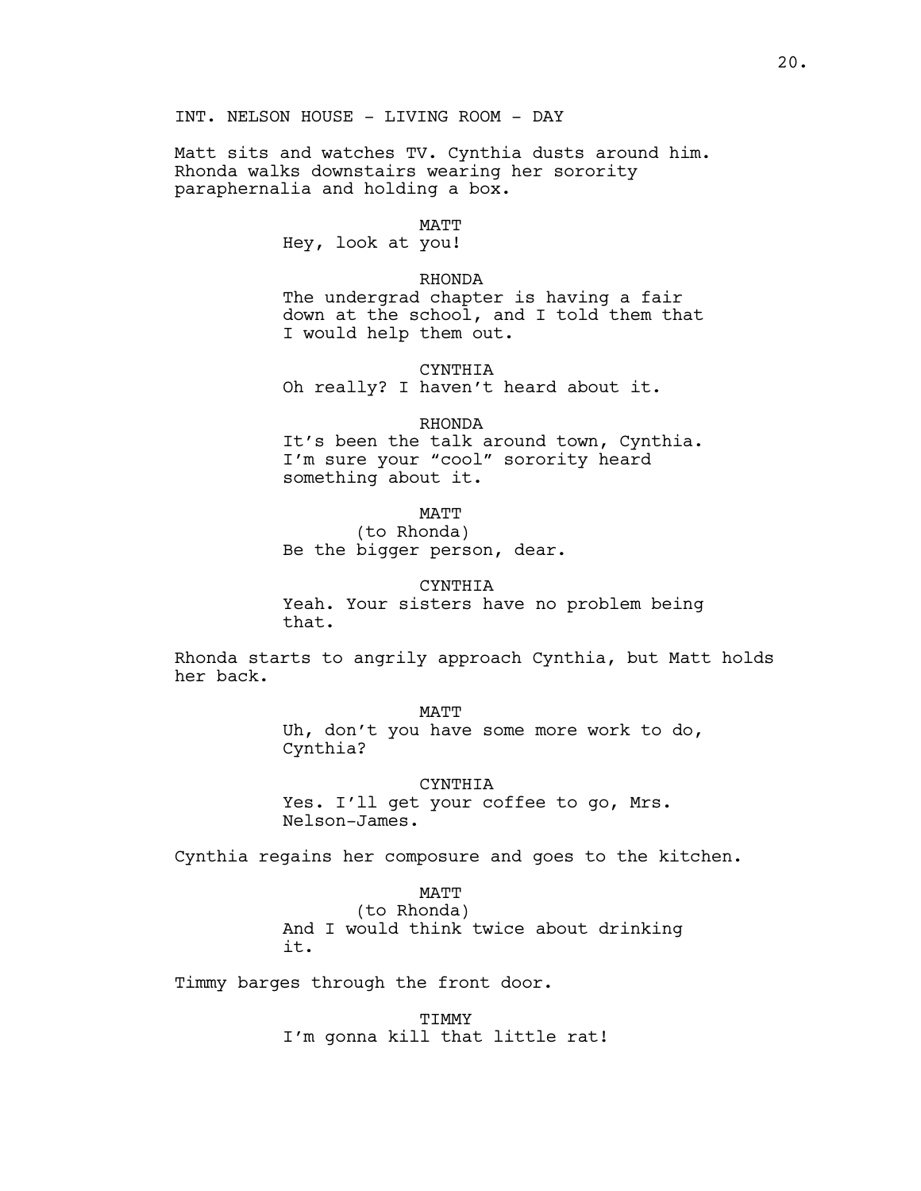INT. NELSON HOUSE - LIVING ROOM - DAY

Matt sits and watches TV. Cynthia dusts around him. Rhonda walks downstairs wearing her sorority paraphernalia and holding a box.

MATT

Hey, look at you!

RHONDA

The undergrad chapter is having a fair down at the school, and I told them that I would help them out.

CYNTHIA

Oh really? I haven't heard about it.

RHONDA

It's been the talk around town, Cynthia. I'm sure your "cool" sorority heard something about it.

MATT

(to Rhonda)

Be the bigger person, dear.

CYNTHIA

Yeah. Your sisters have no problem being that.

Rhonda starts to angrily approach Cynthia, but Matt holds her back.

MATT

Uh, don't you have some more work to do, Cynthia?

CYNTHIA

Yes. I'll get your coffee to go, Mrs. Nelson-James.

Cynthia regains her composure and goes to the kitchen.

MATT

(to Rhonda)

And I would think twice about drinking it.

Timmy barges through the front door.

TIMMY

I'm gonna kill that little rat!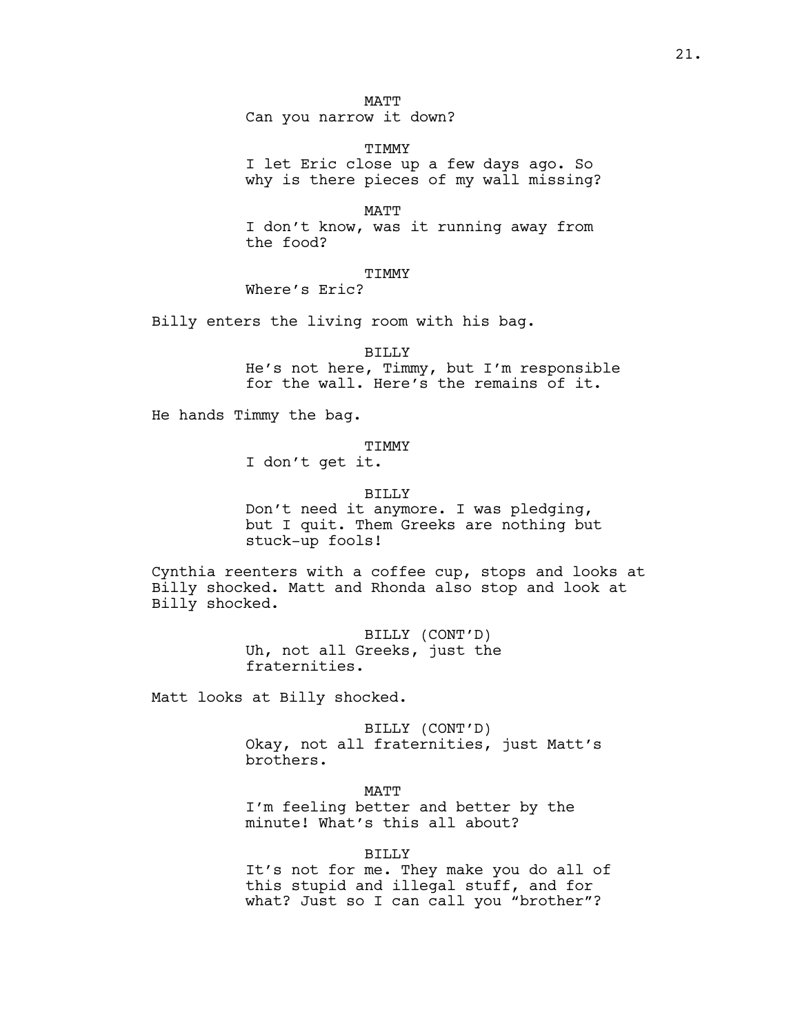MATT
Can you narrow it down?

TIMMY
I let Eric close up a few days ago. So why is there pieces of my wall missing?

MATT
I don't know, was it running away from the food?

TIMMY
Where's Eric?

Billy enters the living room with his bag.

BILLY
He's not here, Timmy, but I'm responsible for the wall. Here's the remains of it.

He hands Timmy the bag.

TIMMY
I don't get it.

BILLY
Don't need it anymore. I was pledging, but I quit. Them Greeks are nothing but stuck-up fools!

Cynthia reenters with a coffee cup, stops and looks at Billy shocked. Matt and Rhonda also stop and look at Billy shocked.

BILLY (CONT'D)
Uh, not all Greeks, just the fraternities.

Matt looks at Billy shocked.

BILLY (CONT'D)
Okay, not all fraternities, just Matt's brothers.

MATT
I'm feeling better and better by the minute! What's this all about?

BILLY
It's not for me. They make you do all of this stupid and illegal stuff, and for what? Just so I can call you "brother"?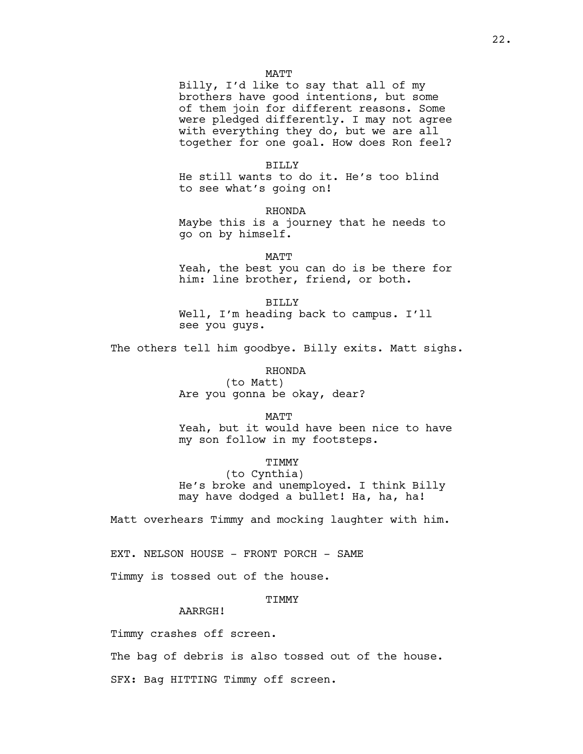MATT

Billy, I'd like to say that all of my brothers have good intentions, but some of them join for different reasons. Some were pledged differently. I may not agree with everything they do, but we are all together for one goal. How does Ron feel?

BILLY

He still wants to do it. He's too blind to see what's going on!

RHONDA

Maybe this is a journey that he needs to go on by himself.

MATT

Yeah, the best you can do is be there for him: line brother, friend, or both.

BILLY

Well, I'm heading back to campus. I'll see you guys.

The others tell him goodbye. Billy exits. Matt sighs.

RHONDA

(to Matt)

Are you gonna be okay, dear?

MATT

Yeah, but it would have been nice to have my son follow in my footsteps.

TIMMY

(to Cynthia)

He's broke and unemployed. I think Billy may have dodged a bullet! Ha, ha, ha!

Matt overhears Timmy and mocking laughter with him.

EXT. NELSON HOUSE - FRONT PORCH - SAME

Timmy is tossed out of the house.

TIMMY

AARRGH!

Timmy crashes off screen.

The bag of debris is also tossed out of the house.

SFX: Bag HITTING Timmy off screen.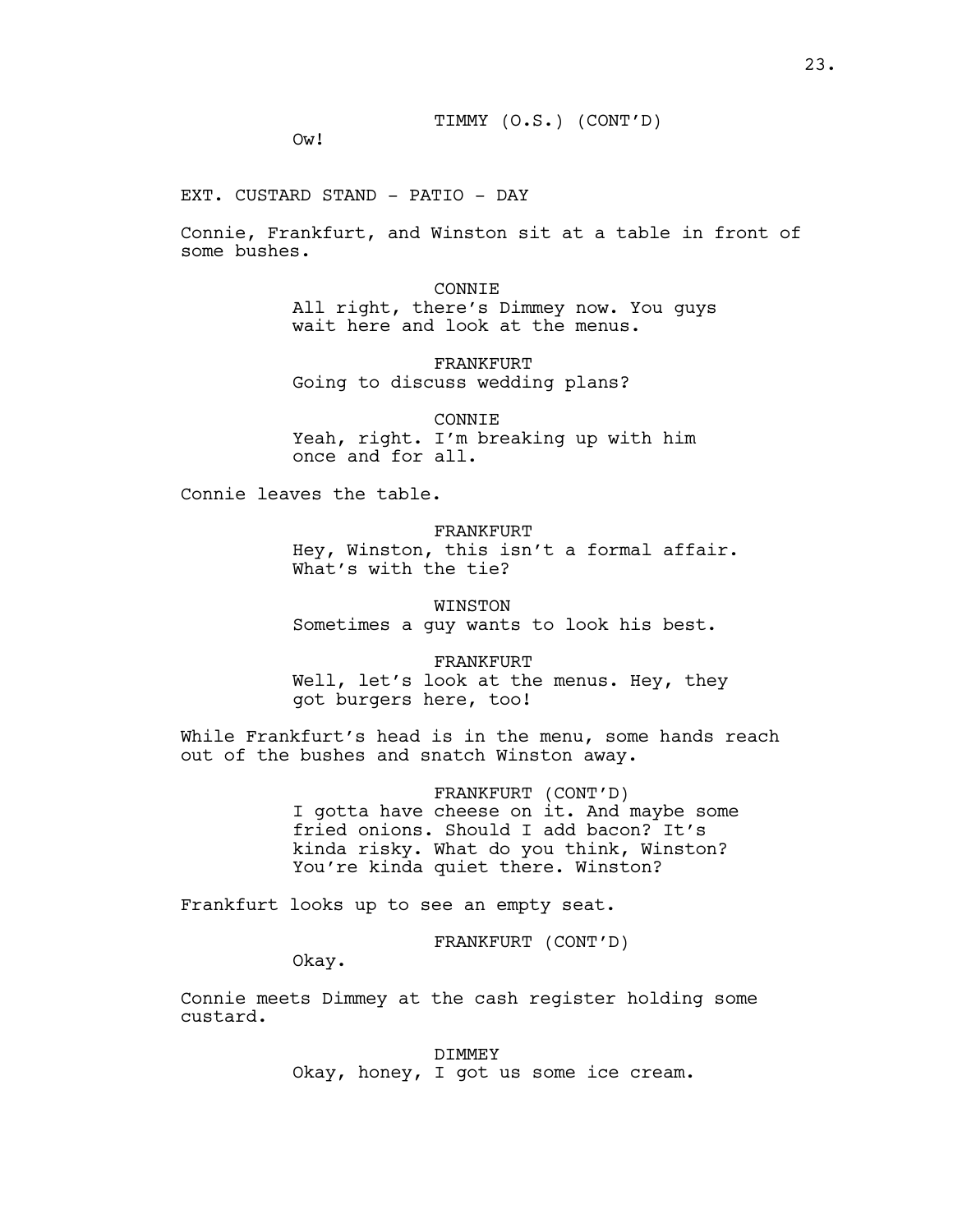TIMMY (O.S.) (CONT'D)

Ow!

EXT. CUSTARD STAND - PATIO - DAY

Connie, Frankfurt, and Winston sit at a table in front of some bushes.

CONNIE

All right, there's Dimmey now. You guys wait here and look at the menus.

FRANKFURT

Going to discuss wedding plans?

CONNIE

Yeah, right. I'm breaking up with him once and for all.

Connie leaves the table.

FRANKFURT

Hey, Winston, this isn't a formal affair. What's with the tie?

WINSTON

Sometimes a guy wants to look his best.

FRANKFURT

Well, let's look at the menus. Hey, they got burgers here, too!

While Frankfurt's head is in the menu, some hands reach out of the bushes and snatch Winston away.

FRANKFURT (CONT'D)

I gotta have cheese on it. And maybe some fried onions. Should I add bacon? It's kinda risky. What do you think, Winston? You're kinda quiet there. Winston?

Frankfurt looks up to see an empty seat.

FRANKFURT (CONT'D)

Okay.

Connie meets Dimmey at the cash register holding some custard.

DIMMEY

Okay, honey, I got us some ice cream.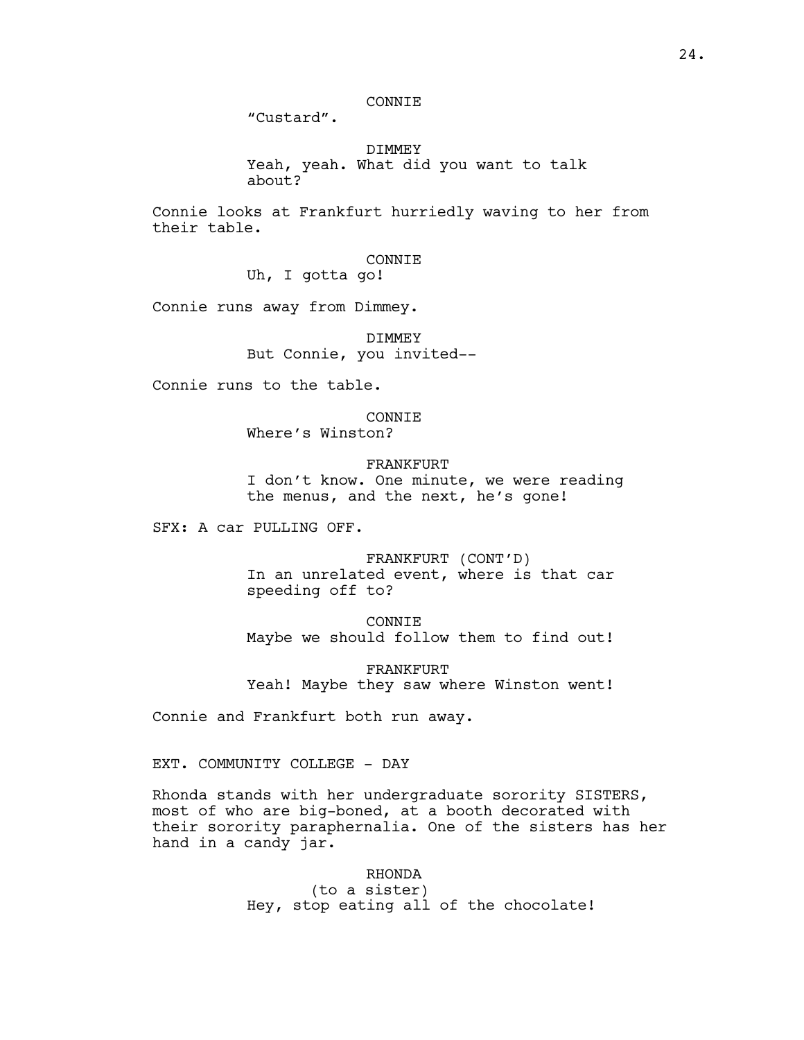CONNIE

"Custard".

DIMMEY

Yeah, yeah. What did you want to talk about?

Connie looks at Frankfurt hurriedly waving to her from their table.

CONNIE

Uh, I gotta go!

Connie runs away from Dimmey.

DIMMEY

But Connie, you invited--

Connie runs to the table.

CONNIE

Where's Winston?

FRANKFURT

I don't know. One minute, we were reading the menus, and the next, he's gone!

SFX: A car PULLING OFF.

FRANKFURT (CONT'D)

In an unrelated event, where is that car speeding off to?

CONNIE

Maybe we should follow them to find out!

FRANKFURT

Yeah! Maybe they saw where Winston went!

Connie and Frankfurt both run away.

EXT. COMMUNITY COLLEGE - DAY

Rhonda stands with her undergraduate sorority SISTERS, most of who are big-boned, at a booth decorated with their sorority paraphernalia. One of the sisters has her hand in a candy jar.

RHONDA

(to a sister)

Hey, stop eating all of the chocolate!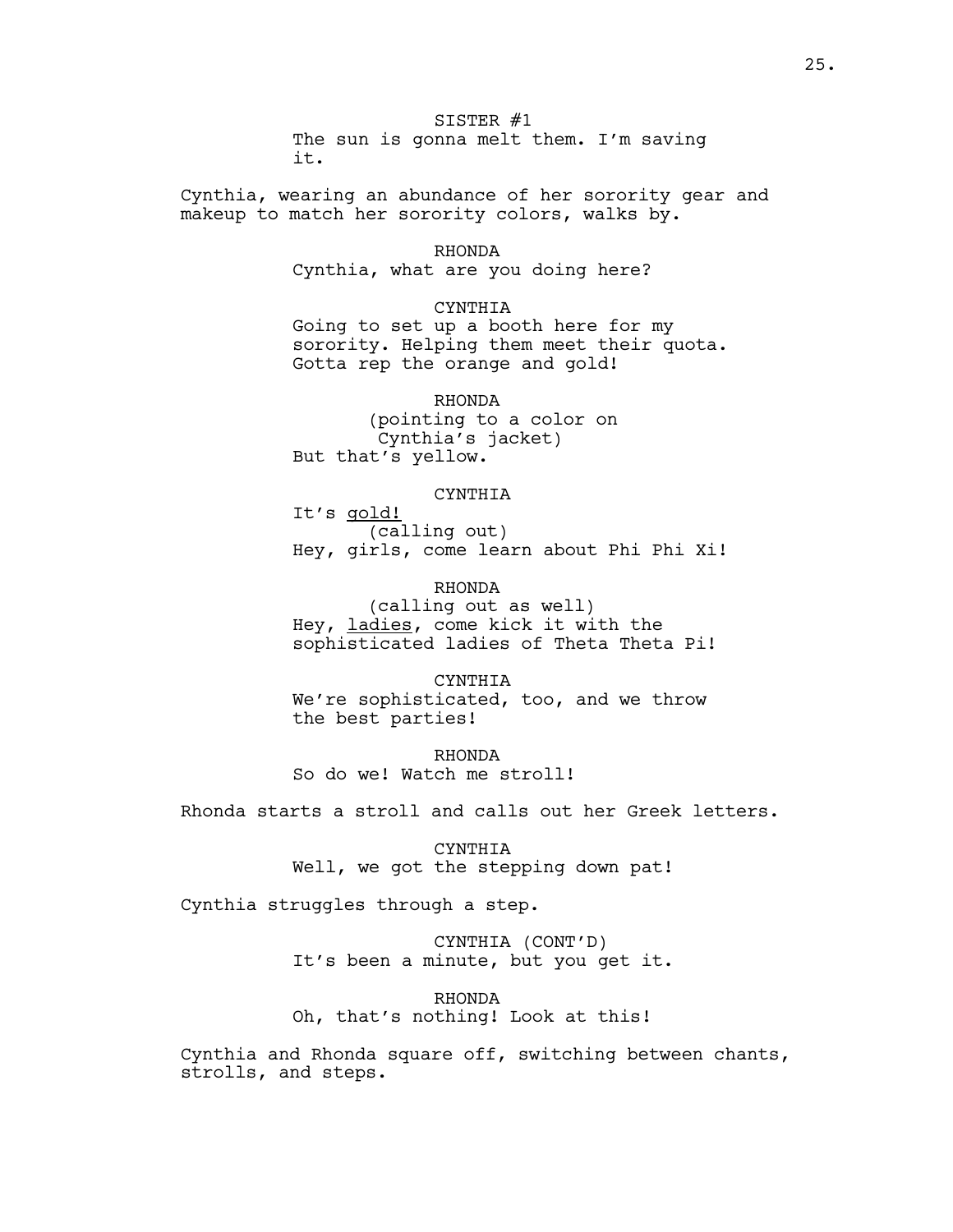SISTER #1
The sun is gonna melt them. I'm saving it.

Cynthia, wearing an abundance of her sorority gear and makeup to match her sorority colors, walks by.

RHONDA
Cynthia, what are you doing here?

CYNTHIA
Going to set up a booth here for my sorority. Helping them meet their quota. Gotta rep the orange and gold!

RHONDA
(pointing to a color on Cynthia's jacket)
But that's yellow.

CYNTHIA
It's <u>gold!</u>
(calling out)
Hey, girls, come learn about Phi Phi Xi!

RHONDA
(calling out as well)
Hey, <u>ladies</u>, come kick it with the sophisticated ladies of Theta Theta Pi!

CYNTHIA
We're sophisticated, too, and we throw the best parties!

RHONDA
So do we! Watch me stroll!

Rhonda starts a stroll and calls out her Greek letters.

CYNTHIA
Well, we got the stepping down pat!

Cynthia struggles through a step.

CYNTHIA (CONT'D)
It's been a minute, but you get it.

RHONDA
Oh, that's nothing! Look at this!

Cynthia and Rhonda square off, switching between chants, strolls, and steps.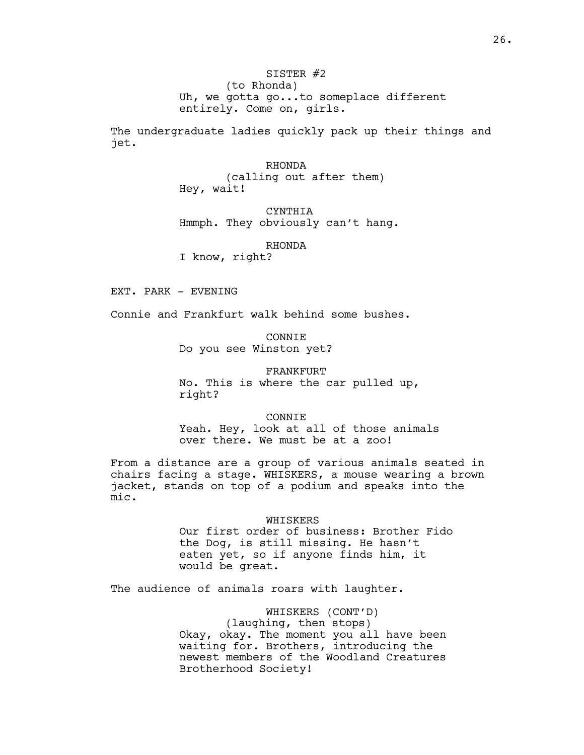SISTER #2
(to Rhonda)
Uh, we gotta go...to someplace different entirely. Come on, girls.

The undergraduate ladies quickly pack up their things and jet.

RHONDA
(calling out after them)
Hey, wait!

CYNTHIA
Hmmph. They obviously can't hang.

RHONDA
I know, right?

EXT. PARK - EVENING

Connie and Frankfurt walk behind some bushes.

CONNIE
Do you see Winston yet?

FRANKFURT
No. This is where the car pulled up, right?

CONNIE
Yeah. Hey, look at all of those animals over there. We must be at a zoo!

From a distance are a group of various animals seated in chairs facing a stage. WHISKERS, a mouse wearing a brown jacket, stands on top of a podium and speaks into the mic.

WHISKERS
Our first order of business: Brother Fido the Dog, is still missing. He hasn't eaten yet, so if anyone finds him, it would be great.

The audience of animals roars with laughter.

WHISKERS (CONT'D)
(laughing, then stops)
Okay, okay. The moment you all have been waiting for. Brothers, introducing the newest members of the Woodland Creatures Brotherhood Society!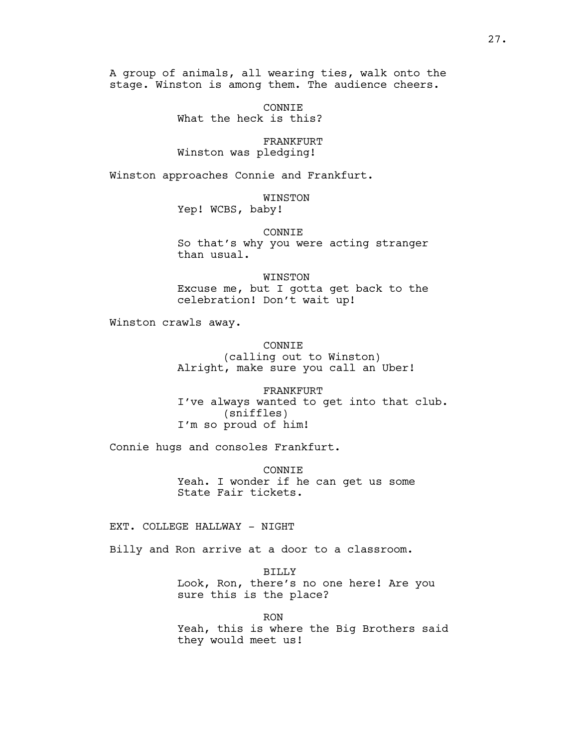A group of animals, all wearing ties, walk onto the stage. Winston is among them. The audience cheers.

CONNIE
What the heck is this?

FRANKFURT
Winston was pledging!

Winston approaches Connie and Frankfurt.

WINSTON
Yep! WCBS, baby!

CONNIE
So that's why you were acting stranger than usual.

WINSTON
Excuse me, but I gotta get back to the celebration! Don't wait up!

Winston crawls away.

CONNIE
(calling out to Winston)
Alright, make sure you call an Uber!

FRANKFURT
I've always wanted to get into that club.
(sniffles)
I'm so proud of him!

Connie hugs and consoles Frankfurt.

CONNIE
Yeah. I wonder if he can get us some State Fair tickets.

EXT. COLLEGE HALLWAY - NIGHT

Billy and Ron arrive at a door to a classroom.

BILLY
Look, Ron, there's no one here! Are you sure this is the place?

RON
Yeah, this is where the Big Brothers said they would meet us!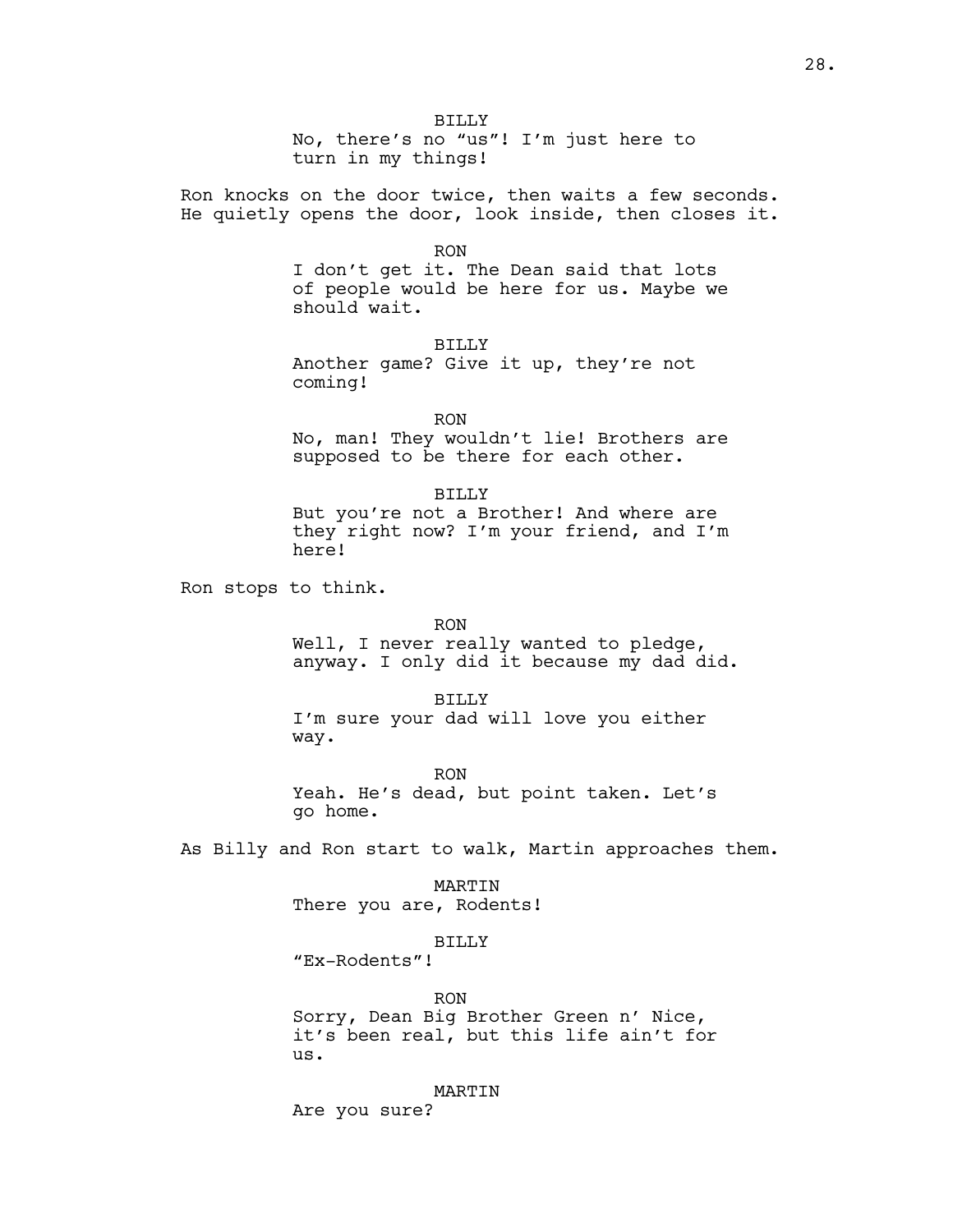BILLY
No, there's no "us"! I'm just here to turn in my things!

Ron knocks on the door twice, then waits a few seconds. He quietly opens the door, look inside, then closes it.

RON
I don't get it. The Dean said that lots of people would be here for us. Maybe we should wait.

BILLY
Another game? Give it up, they're not coming!

RON
No, man! They wouldn't lie! Brothers are supposed to be there for each other.

BILLY
But you're not a Brother! And where are they right now? I'm your friend, and I'm here!

Ron stops to think.

RON
Well, I never really wanted to pledge, anyway. I only did it because my dad did.

BILLY
I'm sure your dad will love you either way.

RON
Yeah. He's dead, but point taken. Let's go home.

As Billy and Ron start to walk, Martin approaches them.

MARTIN
There you are, Rodents!

BILLY
"Ex-Rodents"!

RON
Sorry, Dean Big Brother Green n' Nice, it's been real, but this life ain't for us.

MARTIN
Are you sure?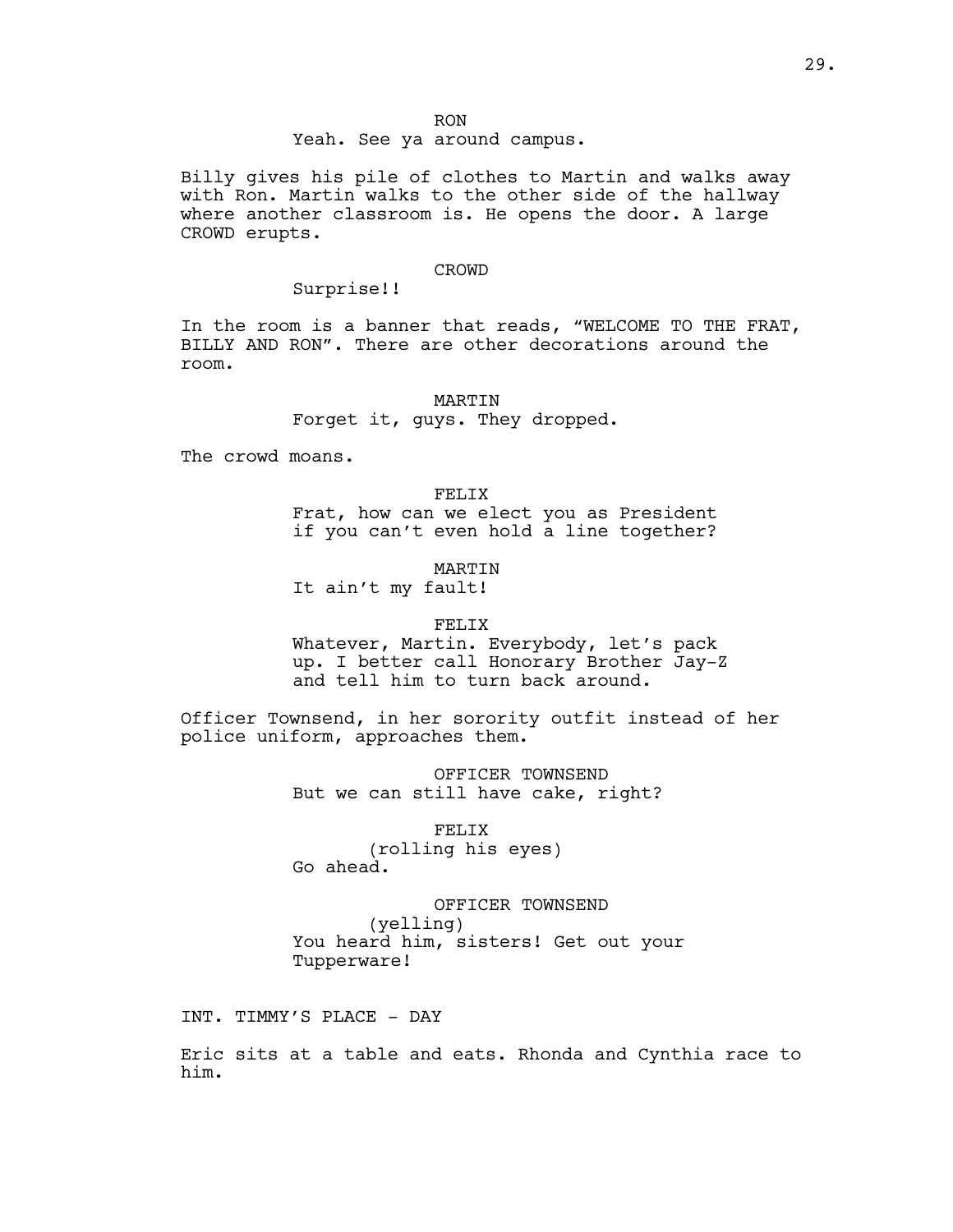RON

Yeah. See ya around campus.

Billy gives his pile of clothes to Martin and walks away with Ron. Martin walks to the other side of the hallway where another classroom is. He opens the door. A large CROWD erupts.

CROWD

Surprise!!

In the room is a banner that reads, “WELCOME TO THE FRAT, BILLY AND RON”. There are other decorations around the room.

MARTIN

Forget it, guys. They dropped.

The crowd moans.

FELIX

Frat, how can we elect you as President if you can’t even hold a line together?

MARTIN

It ain’t my fault!

FELIX

Whatever, Martin. Everybody, let’s pack up. I better call Honorary Brother Jay-Z and tell him to turn back around.

Officer Townsend, in her sorority outfit instead of her police uniform, approaches them.

OFFICER TOWNSEND

But we can still have cake, right?

FELIX

(rolling his eyes)

Go ahead.

OFFICER TOWNSEND

(yelling)

You heard him, sisters! Get out your Tupperware!

INT. TIMMY’S PLACE - DAY

Eric sits at a table and eats. Rhonda and Cynthia race to him.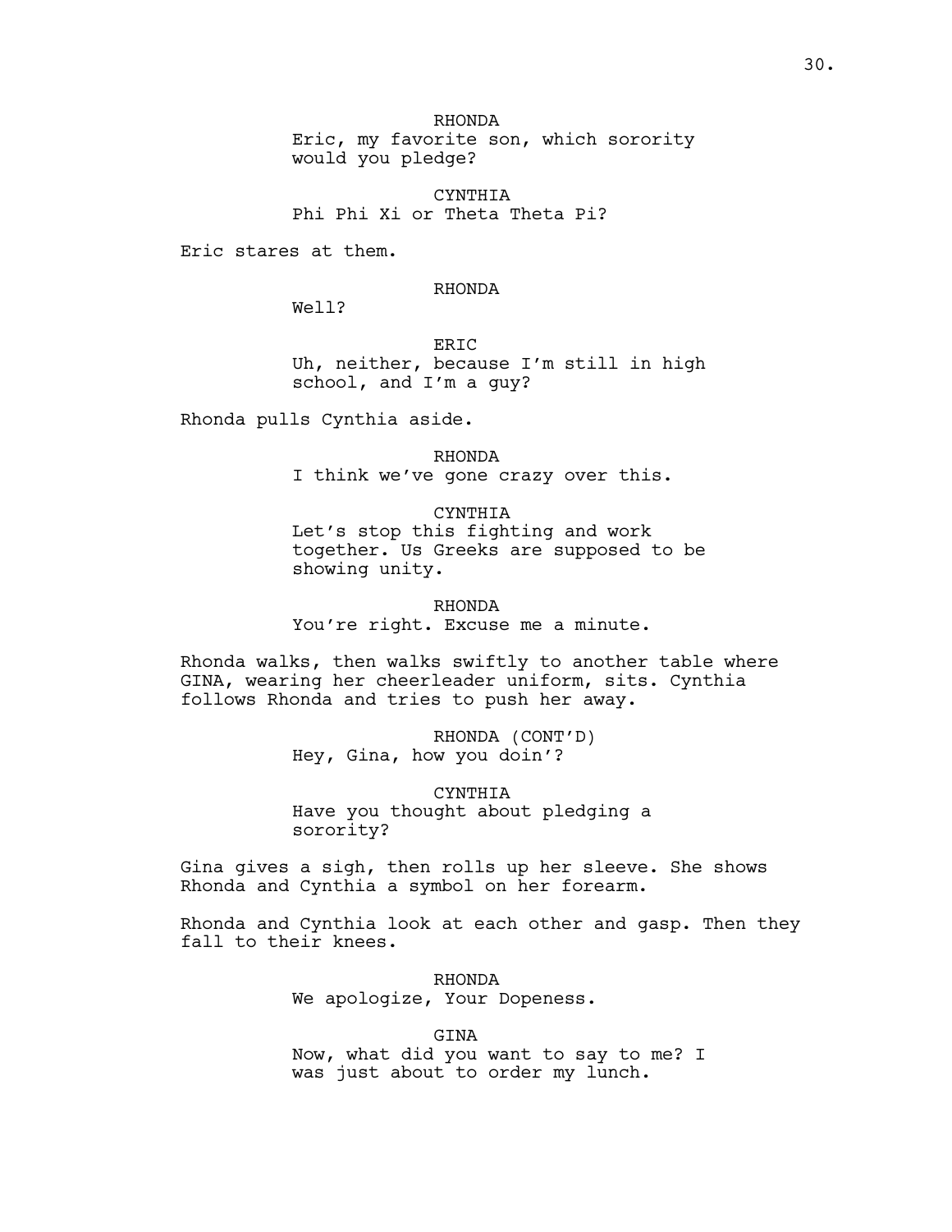RHONDA
Eric, my favorite son, which sorority would you pledge?

CYNTHIA
Phi Phi Xi or Theta Theta Pi?

Eric stares at them.

RHONDA
Well?

ERIC
Uh, neither, because I'm still in high school, and I'm a guy?

Rhonda pulls Cynthia aside.

RHONDA
I think we've gone crazy over this.

CYNTHIA
Let's stop this fighting and work together. Us Greeks are supposed to be showing unity.

RHONDA
You're right. Excuse me a minute.

Rhonda walks, then walks swiftly to another table where GINA, wearing her cheerleader uniform, sits. Cynthia follows Rhonda and tries to push her away.

RHONDA (CONT'D)
Hey, Gina, how you doin'?

CYNTHIA
Have you thought about pledging a sorority?

Gina gives a sigh, then rolls up her sleeve. She shows Rhonda and Cynthia a symbol on her forearm.

Rhonda and Cynthia look at each other and gasp. Then they fall to their knees.

RHONDA
We apologize, Your Dopeness.

GINA
Now, what did you want to say to me? I was just about to order my lunch.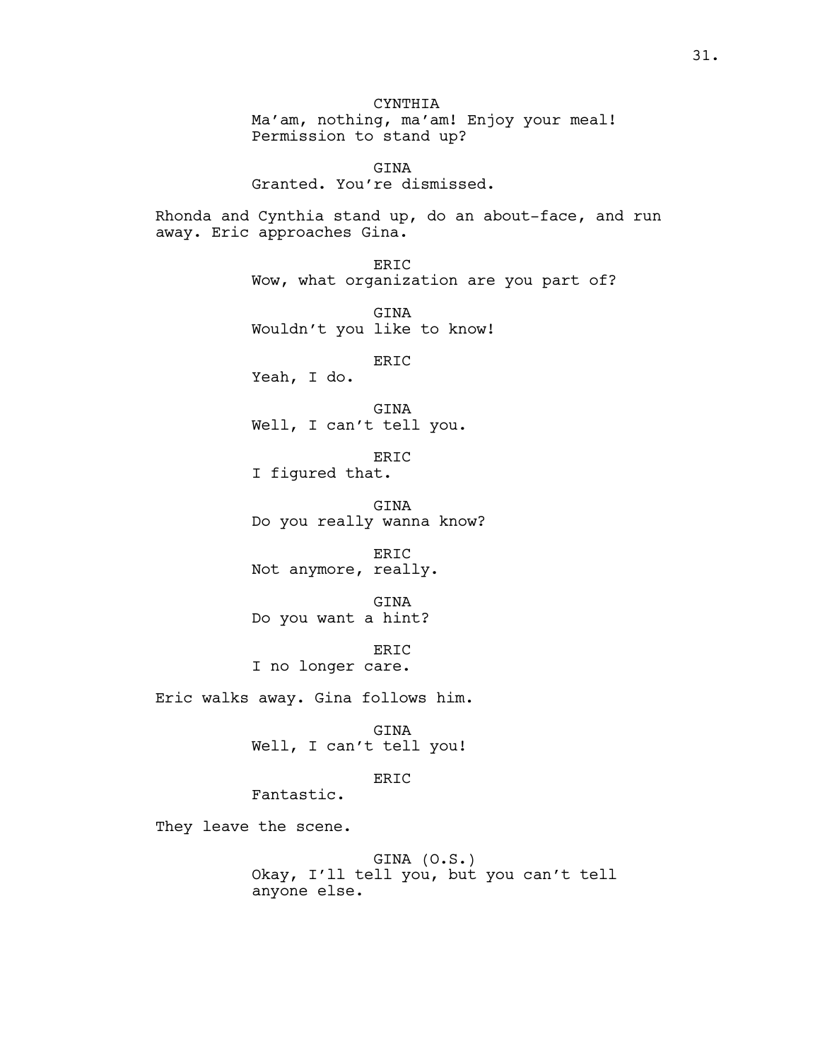CYNTHIA
Ma'am, nothing, ma'am! Enjoy your meal!
Permission to stand up?

GINA
Granted. You're dismissed.

Rhonda and Cynthia stand up, do an about-face, and run away. Eric approaches Gina.

ERIC
Wow, what organization are you part of?

GINA
Wouldn't you like to know!

ERIC
Yeah, I do.

GINA
Well, I can't tell you.

ERIC
I figured that.

GINA
Do you really wanna know?

ERIC
Not anymore, really.

GINA
Do you want a hint?

ERIC
I no longer care.

Eric walks away. Gina follows him.

GINA
Well, I can't tell you!

ERIC
Fantastic.

They leave the scene.

GINA (O.S.)
Okay, I'll tell you, but you can't tell anyone else.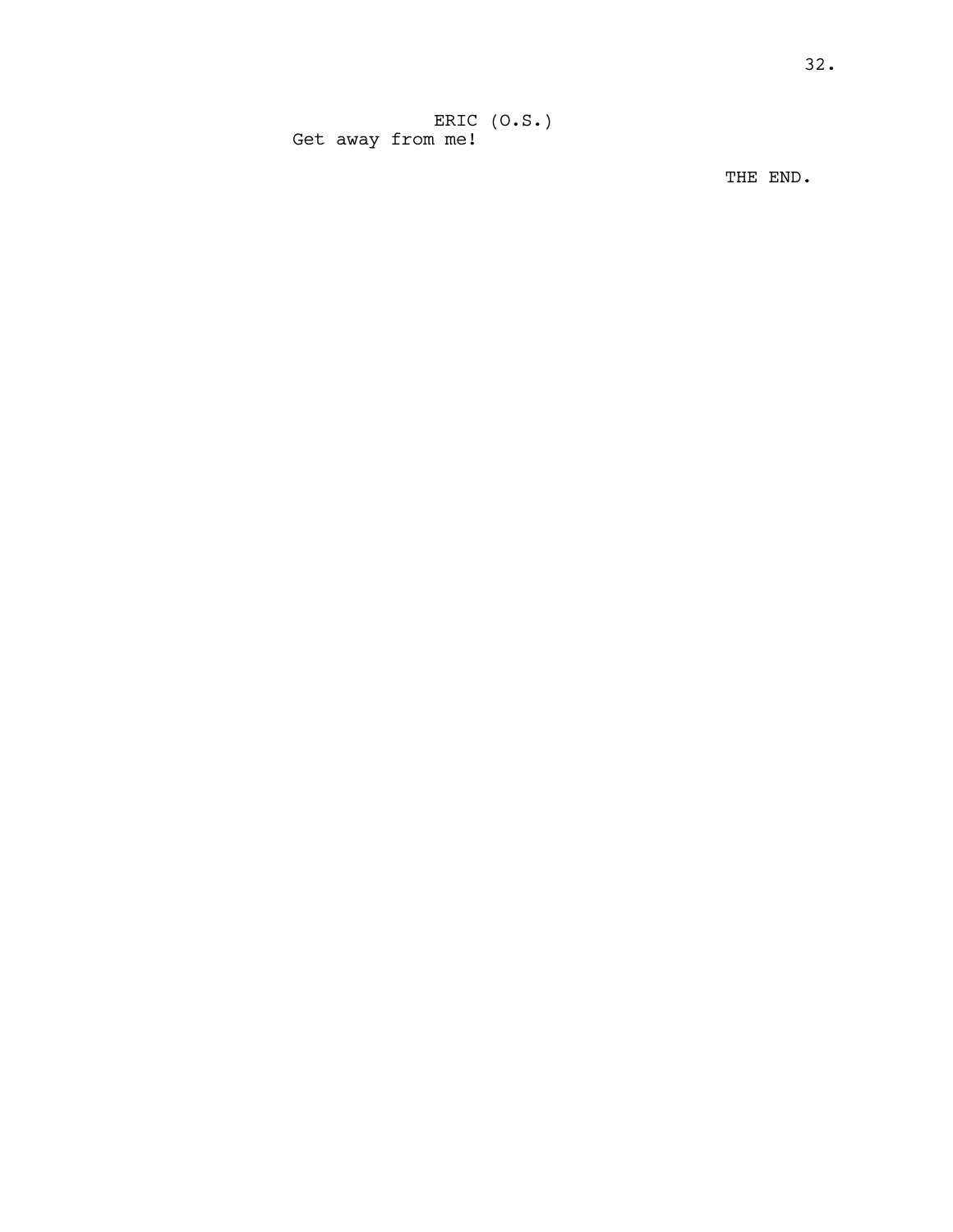ERIC (O.S.)
Get away from me!

THE END.